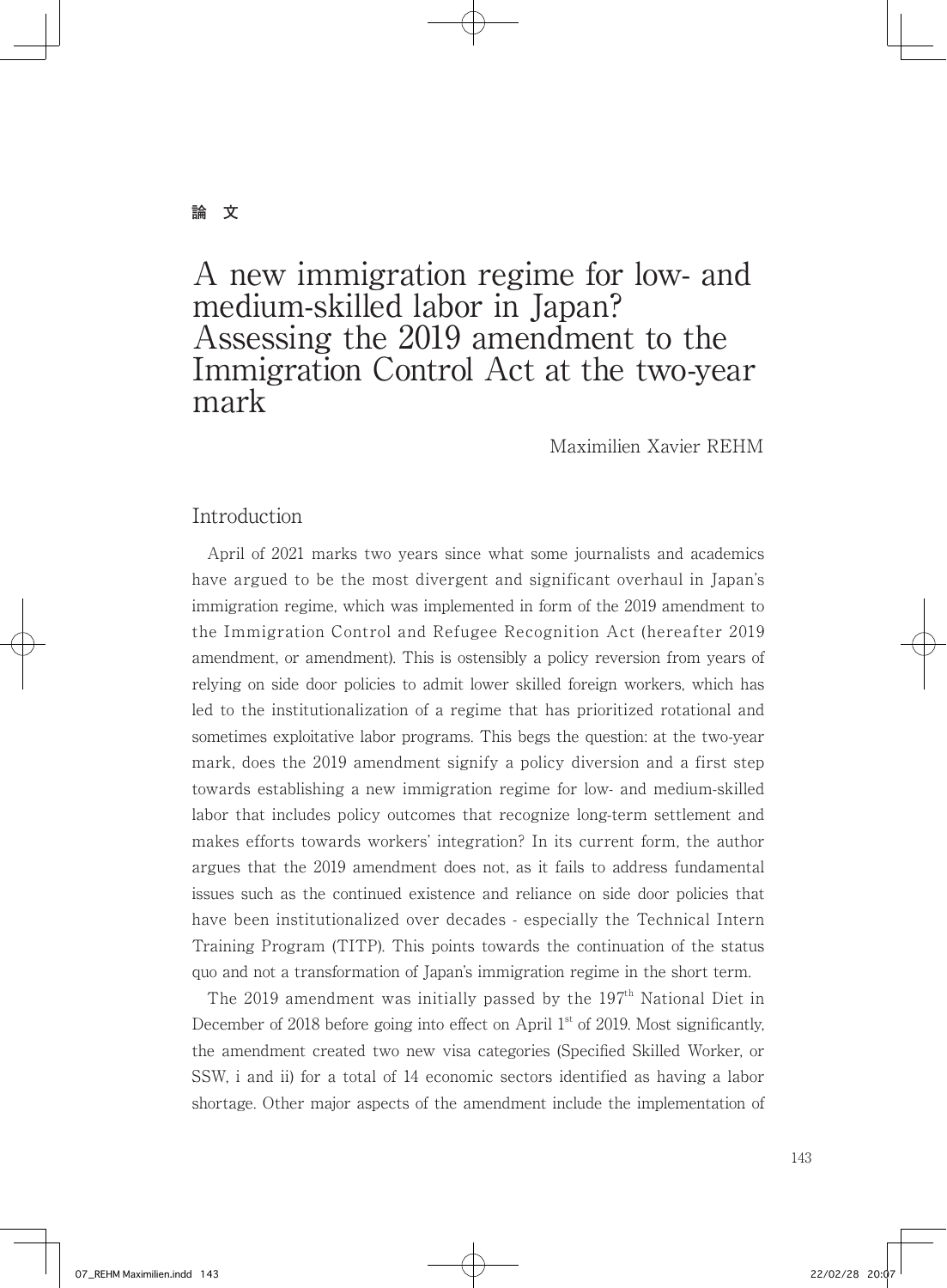論　文

# A new immigration regime for low- and medium-skilled labor in Japan? Assessing the 2019 amendment to the Immigration Control Act at the two-year mark

Maximilien Xavier REHM

## Introduction

April of 2021 marks two years since what some journalists and academics have argued to be the most divergent and significant overhaul in Japan's immigration regime, which was implemented in form of the 2019 amendment to the Immigration Control and Refugee Recognition Act (hereafter 2019 amendment, or amendment). This is ostensibly a policy reversion from years of relying on side door policies to admit lower skilled foreign workers, which has led to the institutionalization of a regime that has prioritized rotational and sometimes exploitative labor programs. This begs the question: at the two-year mark, does the 2019 amendment signify a policy diversion and a first step towards establishing a new immigration regime for low- and medium-skilled labor that includes policy outcomes that recognize long-term settlement and makes efforts towards workers' integration? In its current form, the author argues that the 2019 amendment does not, as it fails to address fundamental issues such as the continued existence and reliance on side door policies that have been institutionalized over decades - especially the Technical Intern Training Program (TITP). This points towards the continuation of the status quo and not a transformation of Japan's immigration regime in the short term.

The 2019 amendment was initially passed by the 197th National Diet in December of 2018 before going into effect on April 1st of 2019. Most significantly, the amendment created two new visa categories (Specified Skilled Worker, or SSW, i and ii) for a total of 14 economic sectors identified as having a labor shortage. Other major aspects of the amendment include the implementation of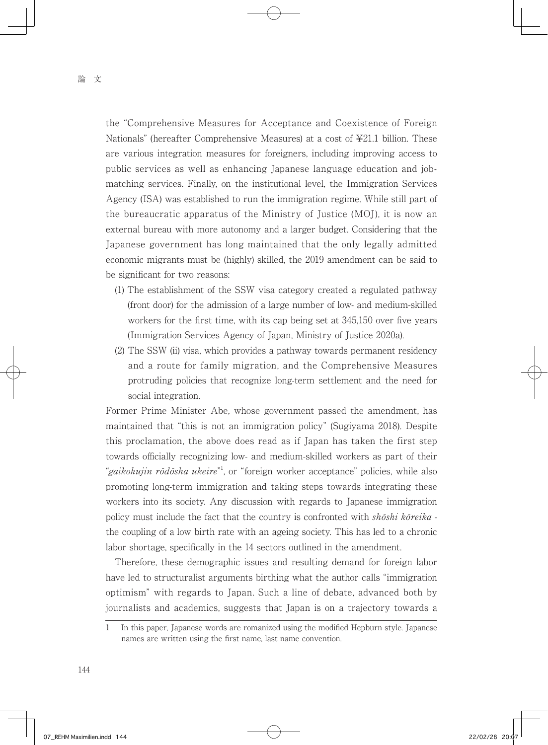the "Comprehensive Measures for Acceptance and Coexistence of Foreign Nationals" (hereafter Comprehensive Measures) at a cost of ¥21.1 billion. These are various integration measures for foreigners, including improving access to public services as well as enhancing Japanese language education and job-matching services. Finally, on the institutional level, the Immigration Services Agency (ISA) was established to run the immigration regime. While still part of the bureaucratic apparatus of the Ministry of Justice (MOJ), it is now an external bureau with more autonomy and a larger budget. Considering that the Japanese government has long maintained that the only legally admitted economic migrants must be (highly) skilled, the 2019 amendment can be said to be significant for two reasons:

(1) The establishment of the SSW visa category created a regulated pathway (front door) for the admission of a large number of low- and medium-skilled workers for the first time, with its cap being set at 345,150 over five years (Immigration Services Agency of Japan, Ministry of Justice 2020a).

(2) The SSW (ii) visa, which provides a pathway towards permanent residency and a route for family migration, and the Comprehensive Measures protruding policies that recognize long-term settlement and the need for social integration.

Former Prime Minister Abe, whose government passed the amendment, has maintained that "this is not an immigration policy" (Sugiyama 2018). Despite this proclamation, the above does read as if Japan has taken the first step towards officially recognizing low- and medium-skilled workers as part of their "*gaikokujin rōdōsha ukeire*"[1], or "foreign worker acceptance" policies, while also promoting long-term immigration and taking steps towards integrating these workers into its society. Any discussion with regards to Japanese immigration policy must include the fact that the country is confronted with *shōshi kōreika* - the coupling of a low birth rate with an ageing society. This has led to a chronic labor shortage, specifically in the 14 sectors outlined in the amendment.

Therefore, these demographic issues and resulting demand for foreign labor have led to structuralist arguments birthing what the author calls "immigration optimism" with regards to Japan. Such a line of debate, advanced both by journalists and academics, suggests that Japan is on a trajectory towards a

---

1 In this paper, Japanese words are romanized using the modified Hepburn style. Japanese names are written using the first name, last name convention.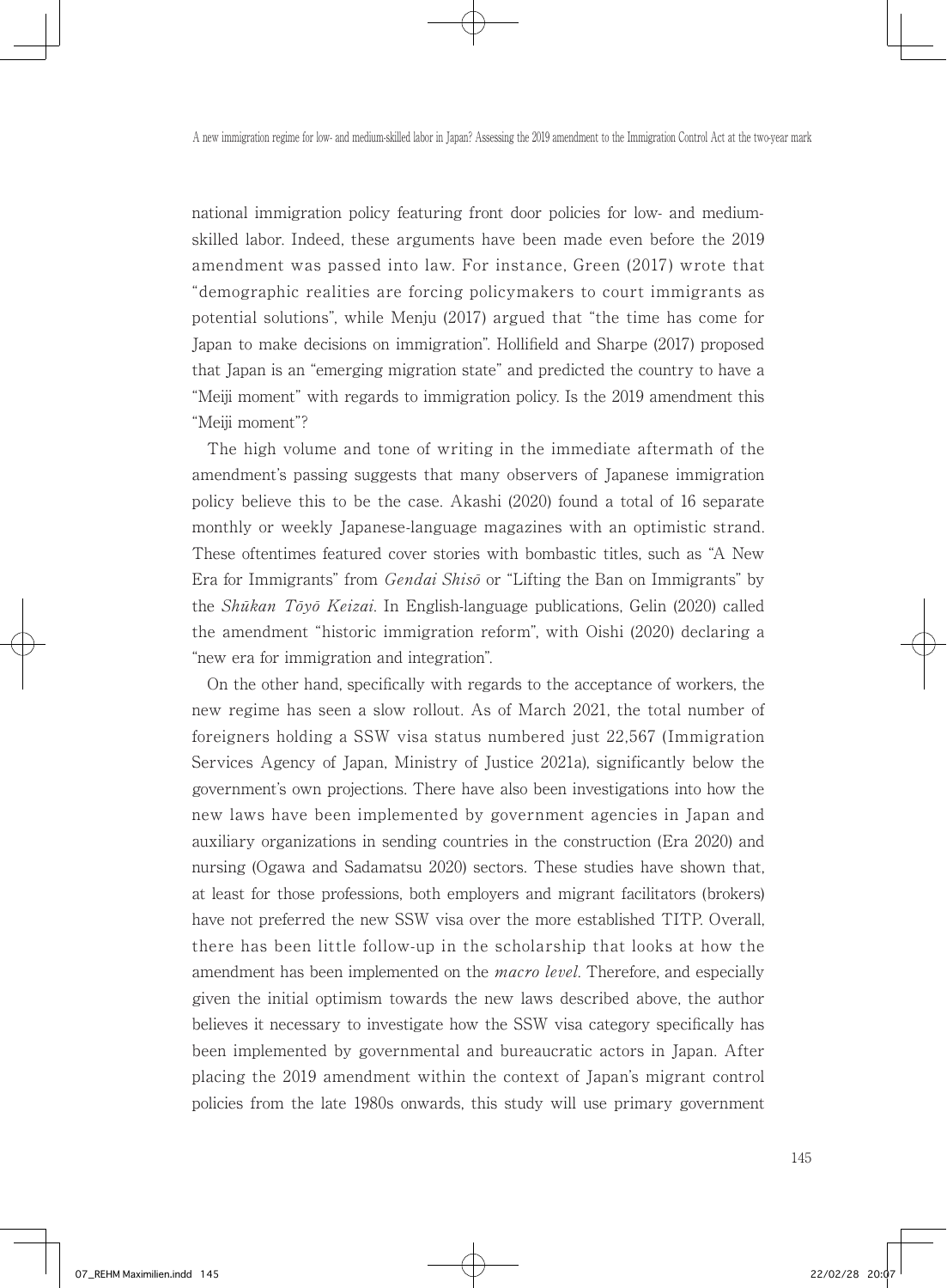national immigration policy featuring front door policies for low- and medium-skilled labor. Indeed, these arguments have been made even before the 2019 amendment was passed into law. For instance, Green (2017) wrote that "demographic realities are forcing policymakers to court immigrants as potential solutions", while Menju (2017) argued that "the time has come for Japan to make decisions on immigration". Hollifield and Sharpe (2017) proposed that Japan is an "emerging migration state" and predicted the country to have a "Meiji moment" with regards to immigration policy. Is the 2019 amendment this "Meiji moment"?

The high volume and tone of writing in the immediate aftermath of the amendment's passing suggests that many observers of Japanese immigration policy believe this to be the case. Akashi (2020) found a total of 16 separate monthly or weekly Japanese-language magazines with an optimistic strand. These oftentimes featured cover stories with bombastic titles, such as "A New Era for Immigrants" from *Gendai Shisō* or "Lifting the Ban on Immigrants" by the *Shūkan Tōyō Keizai*. In English-language publications, Gelin (2020) called the amendment "historic immigration reform", with Oishi (2020) declaring a "new era for immigration and integration".

On the other hand, specifically with regards to the acceptance of workers, the new regime has seen a slow rollout. As of March 2021, the total number of foreigners holding a SSW visa status numbered just 22,567 (Immigration Services Agency of Japan, Ministry of Justice 2021a), significantly below the government's own projections. There have also been investigations into how the new laws have been implemented by government agencies in Japan and auxiliary organizations in sending countries in the construction (Era 2020) and nursing (Ogawa and Sadamatsu 2020) sectors. These studies have shown that, at least for those professions, both employers and migrant facilitators (brokers) have not preferred the new SSW visa over the more established TITP. Overall, there has been little follow-up in the scholarship that looks at how the amendment has been implemented on the *macro level*. Therefore, and especially given the initial optimism towards the new laws described above, the author believes it necessary to investigate how the SSW visa category specifically has been implemented by governmental and bureaucratic actors in Japan. After placing the 2019 amendment within the context of Japan's migrant control policies from the late 1980s onwards, this study will use primary government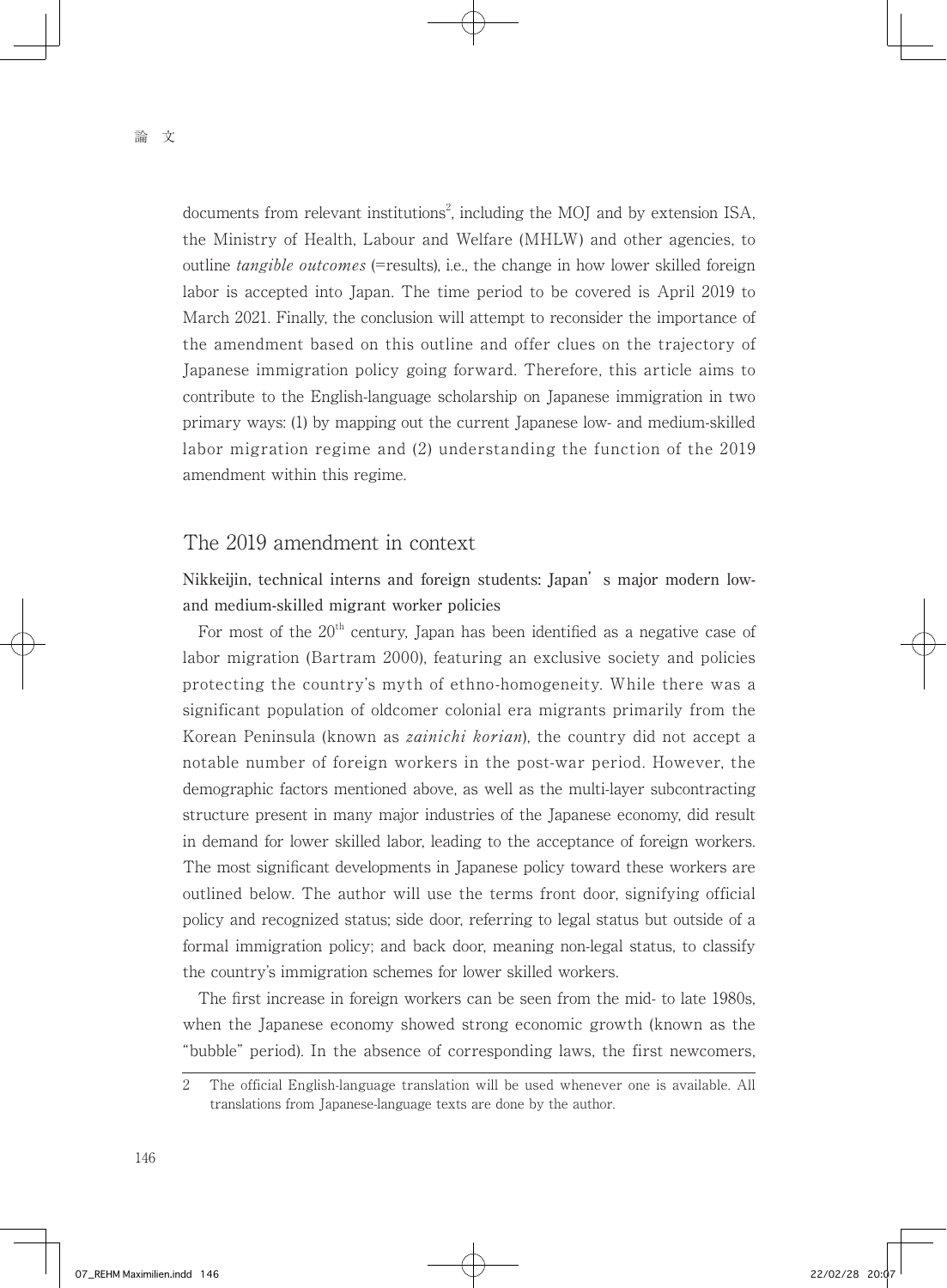documents from relevant institutions[2], including the MOJ and by extension ISA, the Ministry of Health, Labour and Welfare (MHLW) and other agencies, to outline *tangible outcomes* (=results), i.e., the change in how lower skilled foreign labor is accepted into Japan. The time period to be covered is April 2019 to March 2021. Finally, the conclusion will attempt to reconsider the importance of the amendment based on this outline and offer clues on the trajectory of Japanese immigration policy going forward. Therefore, this article aims to contribute to the English-language scholarship on Japanese immigration in two primary ways: (1) by mapping out the current Japanese low- and medium-skilled labor migration regime and (2) understanding the function of the 2019 amendment within this regime.

## The 2019 amendment in context

### Nikkeijin, technical interns and foreign students: Japan's major modern low- and medium-skilled migrant worker policies

For most of the 20th century, Japan has been identified as a negative case of labor migration (Bartram 2000), featuring an exclusive society and policies protecting the country's myth of ethno-homogeneity. While there was a significant population of oldcomer colonial era migrants primarily from the Korean Peninsula (known as *zainichi korian*), the country did not accept a notable number of foreign workers in the post-war period. However, the demographic factors mentioned above, as well as the multi-layer subcontracting structure present in many major industries of the Japanese economy, did result in demand for lower skilled labor, leading to the acceptance of foreign workers. The most significant developments in Japanese policy toward these workers are outlined below. The author will use the terms front door, signifying official policy and recognized status; side door, referring to legal status but outside of a formal immigration policy; and back door, meaning non-legal status, to classify the country's immigration schemes for lower skilled workers.

The first increase in foreign workers can be seen from the mid- to late 1980s, when the Japanese economy showed strong economic growth (known as the "bubble" period). In the absence of corresponding laws, the first newcomers,

---

2 The official English-language translation will be used whenever one is available. All translations from Japanese-language texts are done by the author.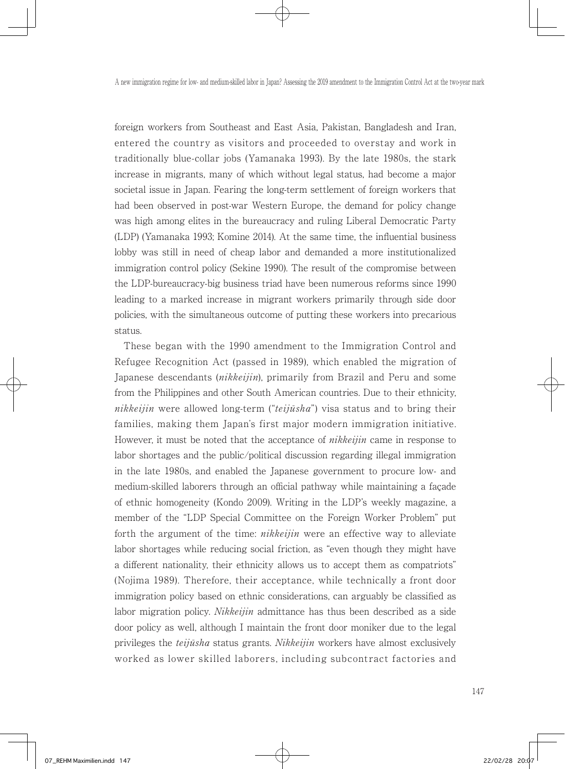foreign workers from Southeast and East Asia, Pakistan, Bangladesh and Iran, entered the country as visitors and proceeded to overstay and work in traditionally blue-collar jobs (Yamanaka 1993). By the late 1980s, the stark increase in migrants, many of which without legal status, had become a major societal issue in Japan. Fearing the long-term settlement of foreign workers that had been observed in post-war Western Europe, the demand for policy change was high among elites in the bureaucracy and ruling Liberal Democratic Party (LDP) (Yamanaka 1993; Komine 2014). At the same time, the influential business lobby was still in need of cheap labor and demanded a more institutionalized immigration control policy (Sekine 1990). The result of the compromise between the LDP-bureaucracy-big business triad have been numerous reforms since 1990 leading to a marked increase in migrant workers primarily through side door policies, with the simultaneous outcome of putting these workers into precarious status.

These began with the 1990 amendment to the Immigration Control and Refugee Recognition Act (passed in 1989), which enabled the migration of Japanese descendants (*nikkeijin*), primarily from Brazil and Peru and some from the Philippines and other South American countries. Due to their ethnicity, *nikkeijin* were allowed long-term ("*teijūsha*") visa status and to bring their families, making them Japan's first major modern immigration initiative. However, it must be noted that the acceptance of *nikkeijin* came in response to labor shortages and the public/political discussion regarding illegal immigration in the late 1980s, and enabled the Japanese government to procure low- and medium-skilled laborers through an official pathway while maintaining a façade of ethnic homogeneity (Kondo 2009). Writing in the LDP's weekly magazine, a member of the "LDP Special Committee on the Foreign Worker Problem" put forth the argument of the time: *nikkeijin* were an effective way to alleviate labor shortages while reducing social friction, as "even though they might have a different nationality, their ethnicity allows us to accept them as compatriots" (Nojima 1989). Therefore, their acceptance, while technically a front door immigration policy based on ethnic considerations, can arguably be classified as labor migration policy. *Nikkeijin* admittance has thus been described as a side door policy as well, although I maintain the front door moniker due to the legal privileges the *teijūsha* status grants. *Nikkeijin* workers have almost exclusively worked as lower skilled laborers, including subcontract factories and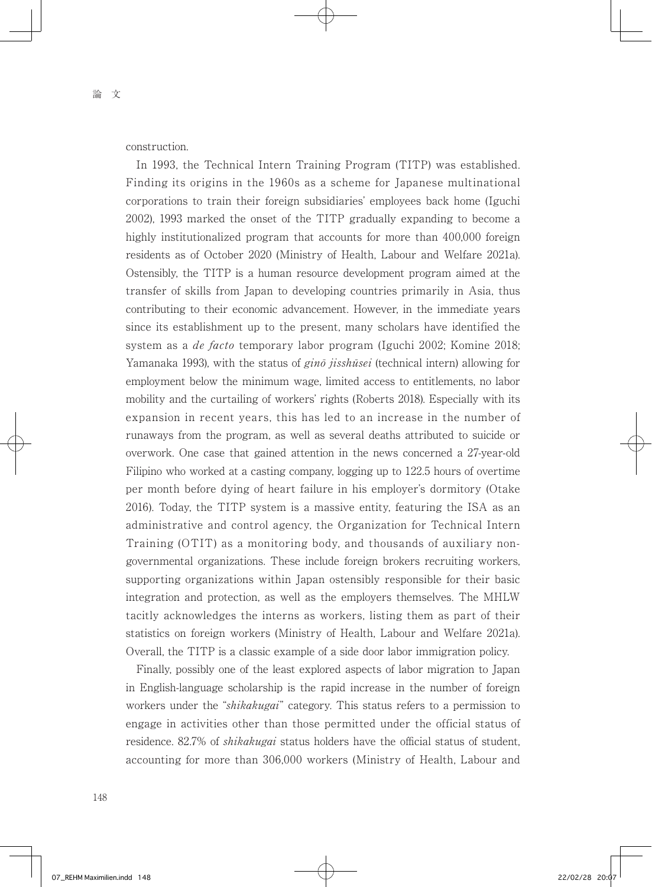construction.

In 1993, the Technical Intern Training Program (TITP) was established. Finding its origins in the 1960s as a scheme for Japanese multinational corporations to train their foreign subsidiaries' employees back home (Iguchi 2002), 1993 marked the onset of the TITP gradually expanding to become a highly institutionalized program that accounts for more than 400,000 foreign residents as of October 2020 (Ministry of Health, Labour and Welfare 2021a). Ostensibly, the TITP is a human resource development program aimed at the transfer of skills from Japan to developing countries primarily in Asia, thus contributing to their economic advancement. However, in the immediate years since its establishment up to the present, many scholars have identified the system as a *de facto* temporary labor program (Iguchi 2002; Komine 2018; Yamanaka 1993), with the status of *ginō jisshūsei* (technical intern) allowing for employment below the minimum wage, limited access to entitlements, no labor mobility and the curtailing of workers' rights (Roberts 2018). Especially with its expansion in recent years, this has led to an increase in the number of runaways from the program, as well as several deaths attributed to suicide or overwork. One case that gained attention in the news concerned a 27-year-old Filipino who worked at a casting company, logging up to 122.5 hours of overtime per month before dying of heart failure in his employer's dormitory (Otake 2016). Today, the TITP system is a massive entity, featuring the ISA as an administrative and control agency, the Organization for Technical Intern Training (OTIT) as a monitoring body, and thousands of auxiliary non-governmental organizations. These include foreign brokers recruiting workers, supporting organizations within Japan ostensibly responsible for their basic integration and protection, as well as the employers themselves. The MHLW tacitly acknowledges the interns as workers, listing them as part of their statistics on foreign workers (Ministry of Health, Labour and Welfare 2021a). Overall, the TITP is a classic example of a side door labor immigration policy.

Finally, possibly one of the least explored aspects of labor migration to Japan in English-language scholarship is the rapid increase in the number of foreign workers under the "*shikakugai*" category. This status refers to a permission to engage in activities other than those permitted under the official status of residence. 82.7% of *shikakugai* status holders have the official status of student, accounting for more than 306,000 workers (Ministry of Health, Labour and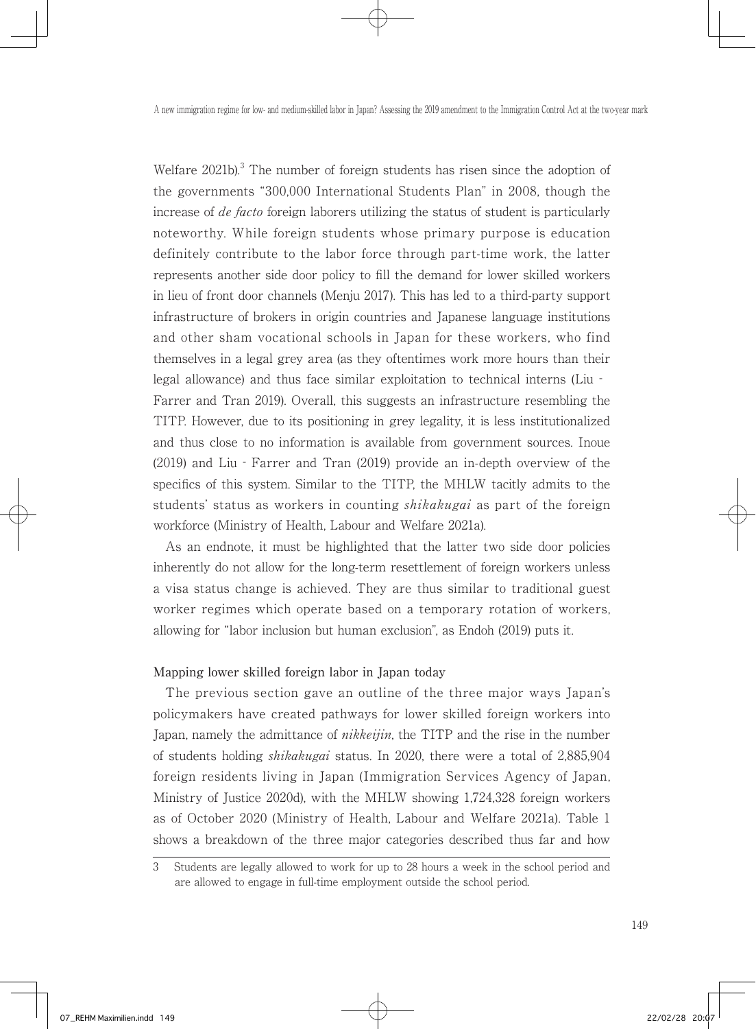Welfare 2021b).[3] The number of foreign students has risen since the adoption of the governments "300,000 International Students Plan" in 2008, though the increase of *de facto* foreign laborers utilizing the status of student is particularly noteworthy. While foreign students whose primary purpose is education definitely contribute to the labor force through part-time work, the latter represents another side door policy to fill the demand for lower skilled workers in lieu of front door channels (Menju 2017). This has led to a third-party support infrastructure of brokers in origin countries and Japanese language institutions and other sham vocational schools in Japan for these workers, who find themselves in a legal grey area (as they oftentimes work more hours than their legal allowance) and thus face similar exploitation to technical interns (Liu - Farrer and Tran 2019). Overall, this suggests an infrastructure resembling the TITP. However, due to its positioning in grey legality, it is less institutionalized and thus close to no information is available from government sources. Inoue (2019) and Liu - Farrer and Tran (2019) provide an in-depth overview of the specifics of this system. Similar to the TITP, the MHLW tacitly admits to the students' status as workers in counting *shikakugai* as part of the foreign workforce (Ministry of Health, Labour and Welfare 2021a).

As an endnote, it must be highlighted that the latter two side door policies inherently do not allow for the long-term resettlement of foreign workers unless a visa status change is achieved. They are thus similar to traditional guest worker regimes which operate based on a temporary rotation of workers, allowing for "labor inclusion but human exclusion", as Endoh (2019) puts it.

**Mapping lower skilled foreign labor in Japan today**

The previous section gave an outline of the three major ways Japan's policymakers have created pathways for lower skilled foreign workers into Japan, namely the admittance of *nikkeijin*, the TITP and the rise in the number of students holding *shikakugai* status. In 2020, there were a total of 2,885,904 foreign residents living in Japan (Immigration Services Agency of Japan, Ministry of Justice 2020d), with the MHLW showing 1,724,328 foreign workers as of October 2020 (Ministry of Health, Labour and Welfare 2021a). Table 1 shows a breakdown of the three major categories described thus far and how

3 Students are legally allowed to work for up to 28 hours a week in the school period and are allowed to engage in full-time employment outside the school period.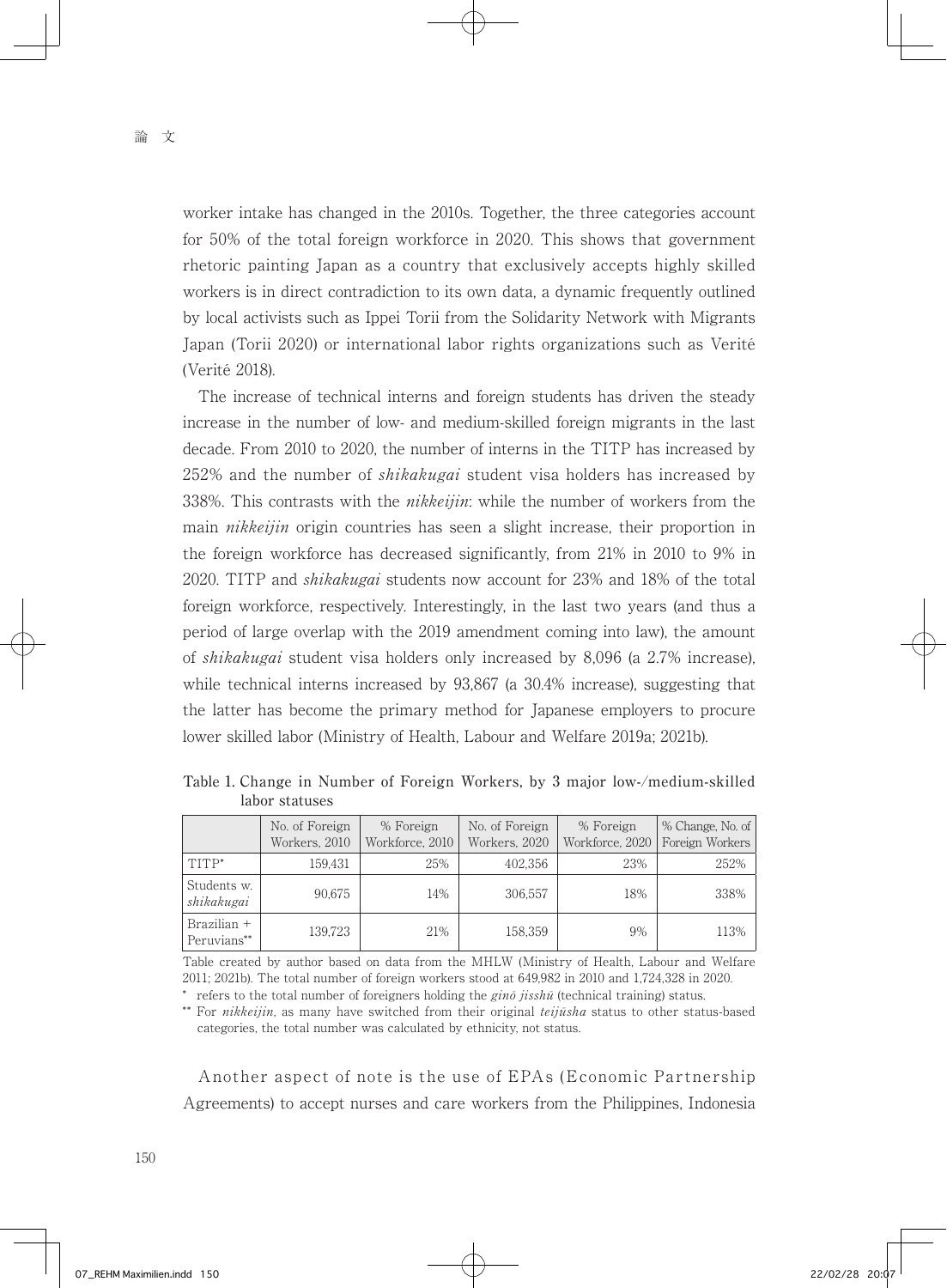worker intake has changed in the 2010s. Together, the three categories account for 50% of the total foreign workforce in 2020. This shows that government rhetoric painting Japan as a country that exclusively accepts highly skilled workers is in direct contradiction to its own data, a dynamic frequently outlined by local activists such as Ippei Torii from the Solidarity Network with Migrants Japan (Torii 2020) or international labor rights organizations such as Verité (Verité 2018).

The increase of technical interns and foreign students has driven the steady increase in the number of low- and medium-skilled foreign migrants in the last decade. From 2010 to 2020, the number of interns in the TITP has increased by 252% and the number of *shikakugai* student visa holders has increased by 338%. This contrasts with the *nikkeijin*: while the number of workers from the main *nikkeijin* origin countries has seen a slight increase, their proportion in the foreign workforce has decreased significantly, from 21% in 2010 to 9% in 2020. TITP and *shikakugai* students now account for 23% and 18% of the total foreign workforce, respectively. Interestingly, in the last two years (and thus a period of large overlap with the 2019 amendment coming into law), the amount of *shikakugai* student visa holders only increased by 8,096 (a 2.7% increase), while technical interns increased by 93,867 (a 30.4% increase), suggesting that the latter has become the primary method for Japanese employers to procure lower skilled labor (Ministry of Health, Labour and Welfare 2019a; 2021b).

**Table 1. Change in Number of Foreign Workers, by 3 major low-/medium-skilled labor statuses**

| | No. of Foreign Workers, 2010 | % Foreign Workforce, 2010 | No. of Foreign Workers, 2020 | % Foreign Workforce, 2020 | % Change, No. of Foreign Workers |
|---|---|---|---|---|---|
| TITP* | 159,431 | 25% | 402,356 | 23% | 252% |
| Students w. *shikakugai* | 90,675 | 14% | 306,557 | 18% | 338% |
| Brazilian + Peruvians** | 139,723 | 21% | 158,359 | 9% | 113% |

Table created by author based on data from the MHLW (Ministry of Health, Labour and Welfare 2011; 2021b). The total number of foreign workers stood at 649,982 in 2010 and 1,724,328 in 2020.

\* refers to the total number of foreigners holding the *ginō jisshū* (technical training) status.

\*\* For *nikkeijin*, as many have switched from their original *teijūsha* status to other status-based categories, the total number was calculated by ethnicity, not status.

Another aspect of note is the use of EPAs (Economic Partnership Agreements) to accept nurses and care workers from the Philippines, Indonesia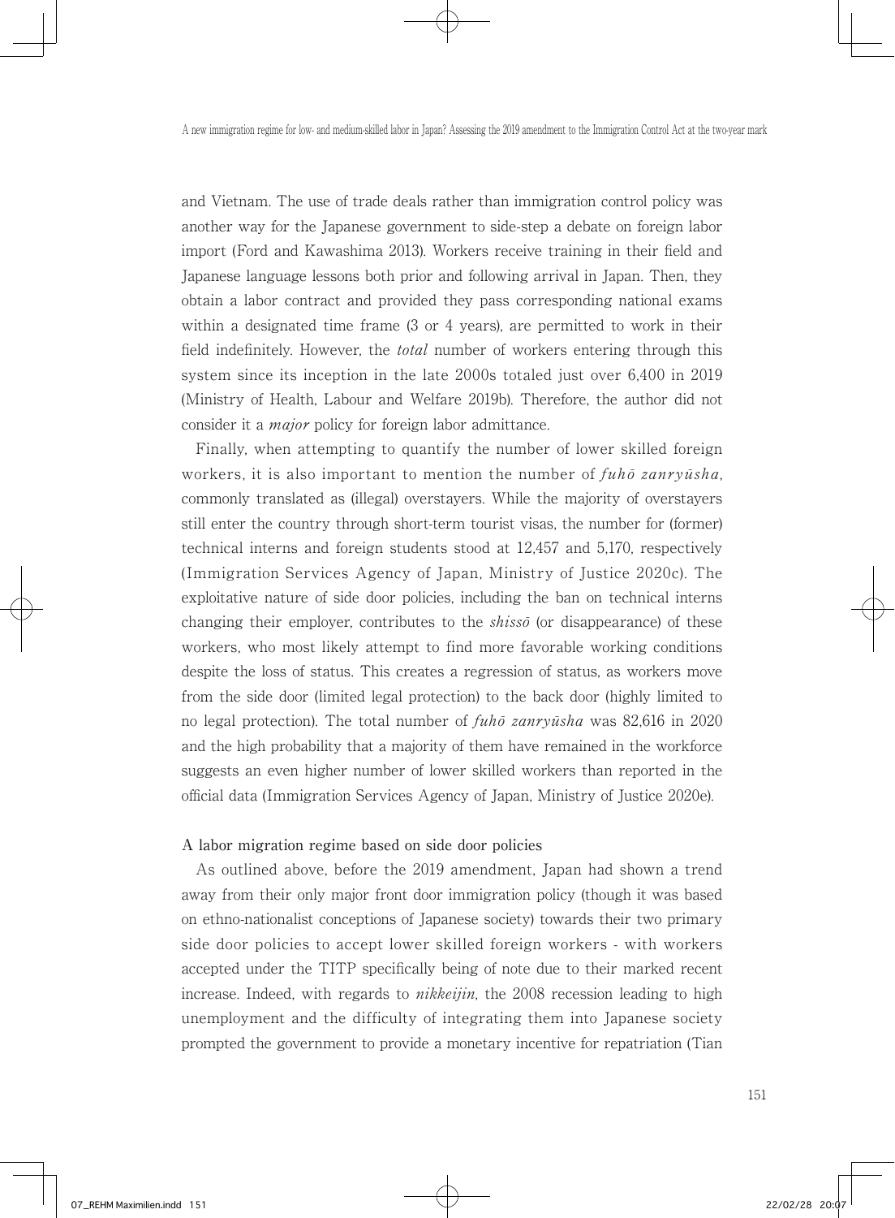and Vietnam. The use of trade deals rather than immigration control policy was another way for the Japanese government to side-step a debate on foreign labor import (Ford and Kawashima 2013). Workers receive training in their field and Japanese language lessons both prior and following arrival in Japan. Then, they obtain a labor contract and provided they pass corresponding national exams within a designated time frame (3 or 4 years), are permitted to work in their field indefinitely. However, the *total* number of workers entering through this system since its inception in the late 2000s totaled just over 6,400 in 2019 (Ministry of Health, Labour and Welfare 2019b). Therefore, the author did not consider it a *major* policy for foreign labor admittance.

Finally, when attempting to quantify the number of lower skilled foreign workers, it is also important to mention the number of *fuhō zanryūsha*, commonly translated as (illegal) overstayers. While the majority of overstayers still enter the country through short-term tourist visas, the number for (former) technical interns and foreign students stood at 12,457 and 5,170, respectively (Immigration Services Agency of Japan, Ministry of Justice 2020c). The exploitative nature of side door policies, including the ban on technical interns changing their employer, contributes to the *shissō* (or disappearance) of these workers, who most likely attempt to find more favorable working conditions despite the loss of status. This creates a regression of status, as workers move from the side door (limited legal protection) to the back door (highly limited to no legal protection). The total number of *fuhō zanryūsha* was 82,616 in 2020 and the high probability that a majority of them have remained in the workforce suggests an even higher number of lower skilled workers than reported in the official data (Immigration Services Agency of Japan, Ministry of Justice 2020e).

### A labor migration regime based on side door policies

As outlined above, before the 2019 amendment, Japan had shown a trend away from their only major front door immigration policy (though it was based on ethno-nationalist conceptions of Japanese society) towards their two primary side door policies to accept lower skilled foreign workers - with workers accepted under the TITP specifically being of note due to their marked recent increase. Indeed, with regards to *nikkeijin*, the 2008 recession leading to high unemployment and the difficulty of integrating them into Japanese society prompted the government to provide a monetary incentive for repatriation (Tian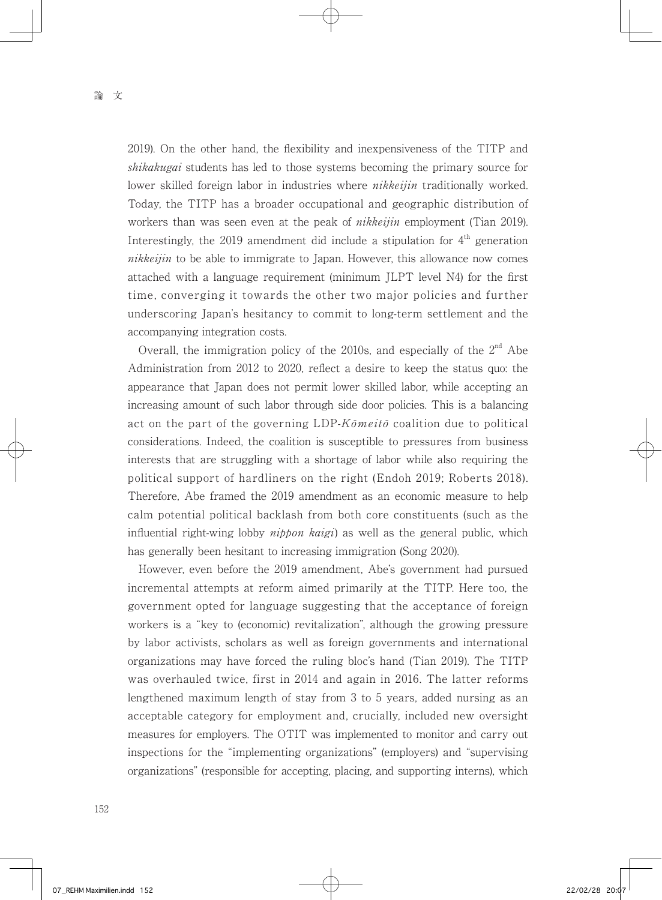2019). On the other hand, the flexibility and inexpensiveness of the TITP and *shikakugai* students has led to those systems becoming the primary source for lower skilled foreign labor in industries where *nikkeijin* traditionally worked. Today, the TITP has a broader occupational and geographic distribution of workers than was seen even at the peak of *nikkeijin* employment (Tian 2019). Interestingly, the 2019 amendment did include a stipulation for 4th generation *nikkeijin* to be able to immigrate to Japan. However, this allowance now comes attached with a language requirement (minimum JLPT level N4) for the first time, converging it towards the other two major policies and further underscoring Japan's hesitancy to commit to long-term settlement and the accompanying integration costs.

Overall, the immigration policy of the 2010s, and especially of the 2nd Abe Administration from 2012 to 2020, reflect a desire to keep the status quo: the appearance that Japan does not permit lower skilled labor, while accepting an increasing amount of such labor through side door policies. This is a balancing act on the part of the governing LDP-*Kōmeitō* coalition due to political considerations. Indeed, the coalition is susceptible to pressures from business interests that are struggling with a shortage of labor while also requiring the political support of hardliners on the right (Endoh 2019; Roberts 2018). Therefore, Abe framed the 2019 amendment as an economic measure to help calm potential political backlash from both core constituents (such as the influential right-wing lobby *nippon kaigi*) as well as the general public, which has generally been hesitant to increasing immigration (Song 2020).

However, even before the 2019 amendment, Abe's government had pursued incremental attempts at reform aimed primarily at the TITP. Here too, the government opted for language suggesting that the acceptance of foreign workers is a "key to (economic) revitalization", although the growing pressure by labor activists, scholars as well as foreign governments and international organizations may have forced the ruling bloc's hand (Tian 2019). The TITP was overhauled twice, first in 2014 and again in 2016. The latter reforms lengthened maximum length of stay from 3 to 5 years, added nursing as an acceptable category for employment and, crucially, included new oversight measures for employers. The OTIT was implemented to monitor and carry out inspections for the "implementing organizations" (employers) and "supervising organizations" (responsible for accepting, placing, and supporting interns), which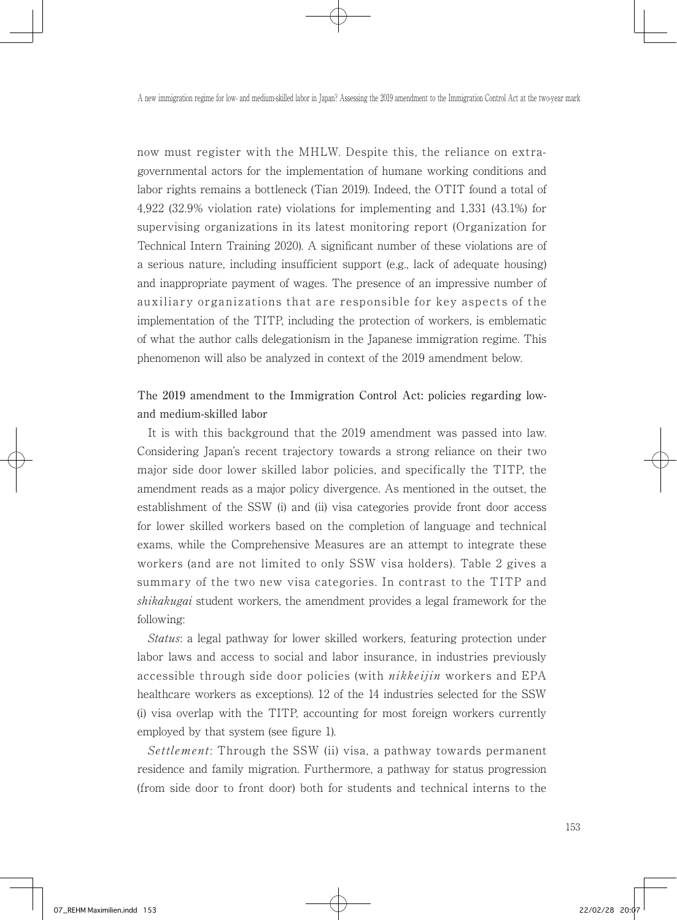now must register with the MHLW. Despite this, the reliance on extra-governmental actors for the implementation of humane working conditions and labor rights remains a bottleneck (Tian 2019). Indeed, the OTIT found a total of 4,922 (32.9% violation rate) violations for implementing and 1,331 (43.1%) for supervising organizations in its latest monitoring report (Organization for Technical Intern Training 2020). A significant number of these violations are of a serious nature, including insufficient support (e.g., lack of adequate housing) and inappropriate payment of wages. The presence of an impressive number of auxiliary organizations that are responsible for key aspects of the implementation of the TITP, including the protection of workers, is emblematic of what the author calls delegationism in the Japanese immigration regime. This phenomenon will also be analyzed in context of the 2019 amendment below.

## The 2019 amendment to the Immigration Control Act: policies regarding low- and medium-skilled labor

It is with this background that the 2019 amendment was passed into law. Considering Japan's recent trajectory towards a strong reliance on their two major side door lower skilled labor policies, and specifically the TITP, the amendment reads as a major policy divergence. As mentioned in the outset, the establishment of the SSW (i) and (ii) visa categories provide front door access for lower skilled workers based on the completion of language and technical exams, while the Comprehensive Measures are an attempt to integrate these workers (and are not limited to only SSW visa holders). Table 2 gives a summary of the two new visa categories. In contrast to the TITP and *shikakugai* student workers, the amendment provides a legal framework for the following:

*Status*: a legal pathway for lower skilled workers, featuring protection under labor laws and access to social and labor insurance, in industries previously accessible through side door policies (with *nikkeijin* workers and EPA healthcare workers as exceptions). 12 of the 14 industries selected for the SSW (i) visa overlap with the TITP, accounting for most foreign workers currently employed by that system (see figure 1).

*Settlement*: Through the SSW (ii) visa, a pathway towards permanent residence and family migration. Furthermore, a pathway for status progression (from side door to front door) both for students and technical interns to the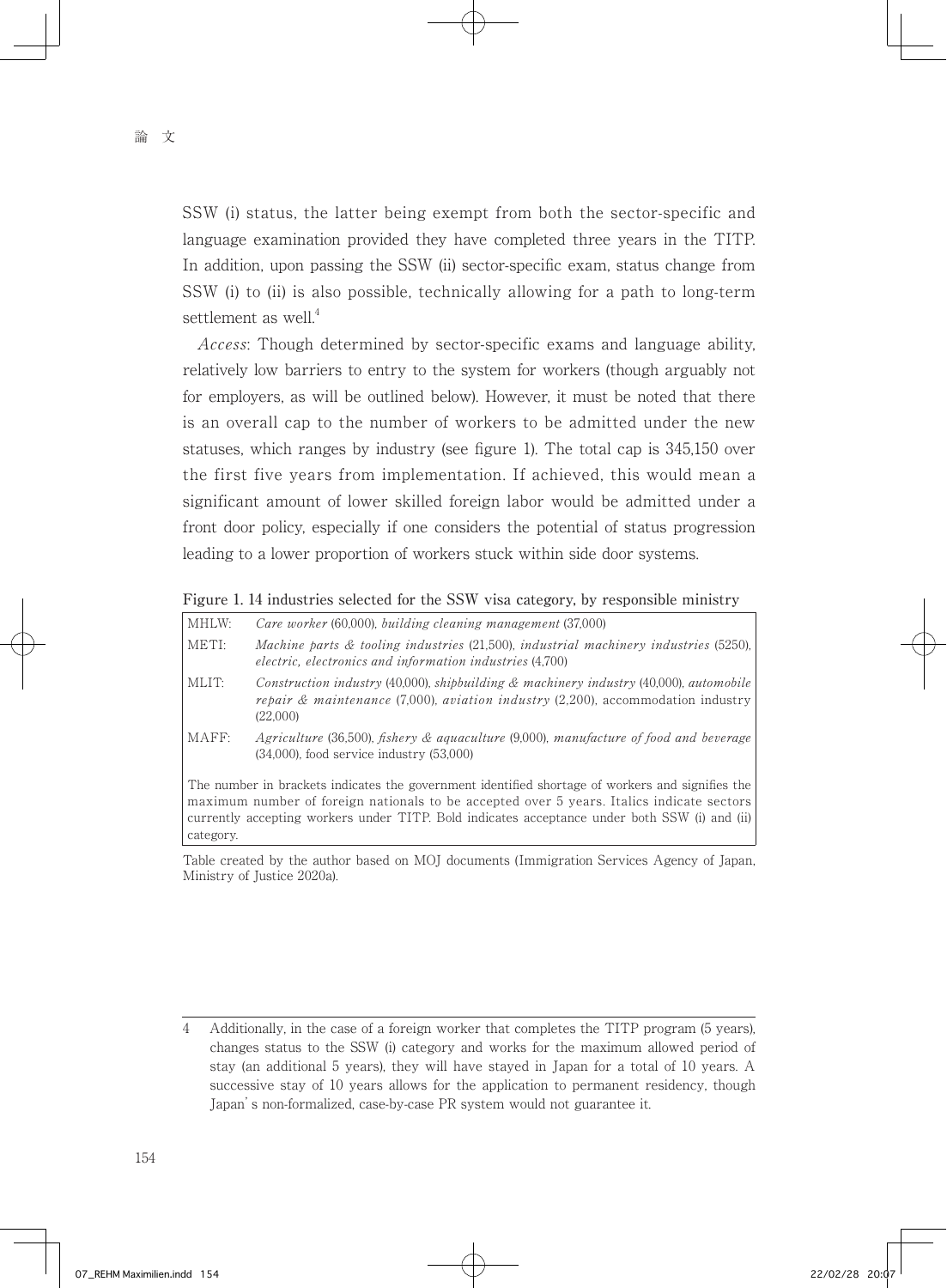SSW (i) status, the latter being exempt from both the sector-specific and language examination provided they have completed three years in the TITP. In addition, upon passing the SSW (ii) sector-specific exam, status change from SSW (i) to (ii) is also possible, technically allowing for a path to long-term settlement as well.[4]

*Access*: Though determined by sector-specific exams and language ability, relatively low barriers to entry to the system for workers (though arguably not for employers, as will be outlined below). However, it must be noted that there is an overall cap to the number of workers to be admitted under the new statuses, which ranges by industry (see figure 1). The total cap is 345,150 over the first five years from implementation. If achieved, this would mean a significant amount of lower skilled foreign labor would be admitted under a front door policy, especially if one considers the potential of status progression leading to a lower proportion of workers stuck within side door systems.

**Figure 1. 14 industries selected for the SSW visa category, by responsible ministry**

| | |
|---|---|
| MHLW: | *Care worker* (60,000), *building cleaning management* (37,000) |
| METI: | *Machine parts & tooling industries* (21,500), *industrial machinery industries* (5250), *electric, electronics and information industries* (4,700) |
| MLIT: | *Construction industry* (40,000), *shipbuilding & machinery industry* (40,000), *automobile repair & maintenance* (7,000), *aviation industry* (2,200), accommodation industry (22,000) |
| MAFF: | *Agriculture* (36,500), *fishery & aquaculture* (9,000), *manufacture of food and beverage* (34,000), food service industry (53,000) |

The number in brackets indicates the government identified shortage of workers and signifies the maximum number of foreign nationals to be accepted over 5 years. Italics indicate sectors currently accepting workers under TITP. Bold indicates acceptance under both SSW (i) and (ii) category.

Table created by the author based on MOJ documents (Immigration Services Agency of Japan, Ministry of Justice 2020a).

---

4 Additionally, in the case of a foreign worker that completes the TITP program (5 years), changes status to the SSW (i) category and works for the maximum allowed period of stay (an additional 5 years), they will have stayed in Japan for a total of 10 years. A successive stay of 10 years allows for the application to permanent residency, though Japan's non-formalized, case-by-case PR system would not guarantee it.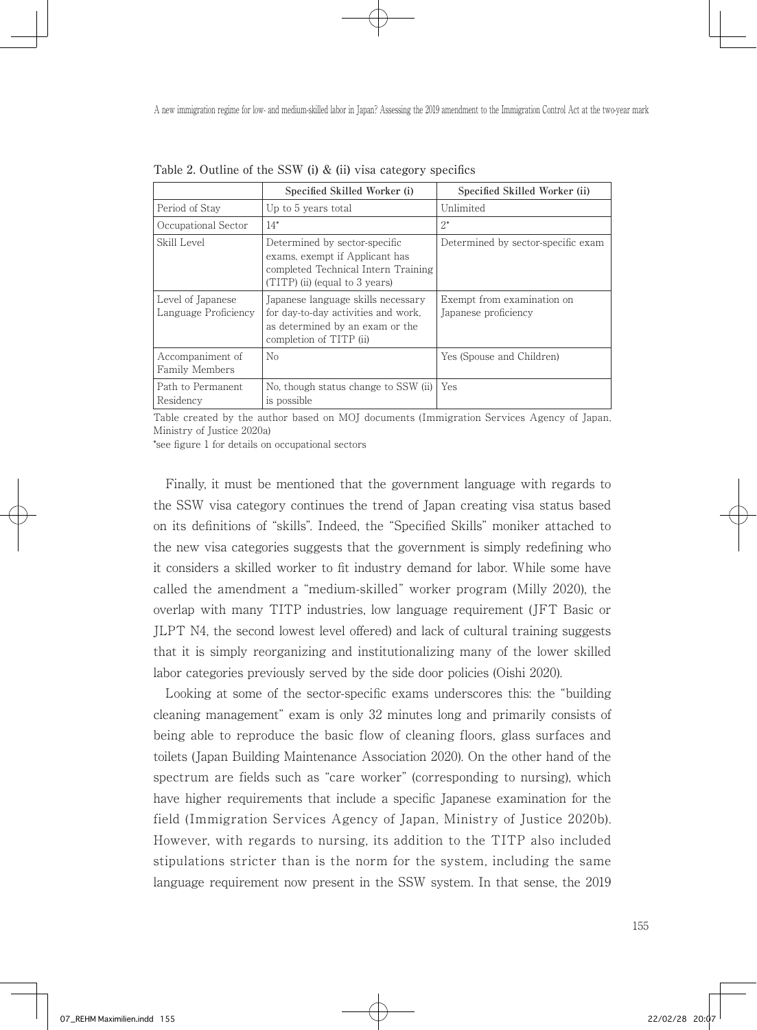Table 2. Outline of the SSW (i) & (ii) visa category specifics

| | Specified Skilled Worker (i) | Specified Skilled Worker (ii) |
|---|---|---|
| Period of Stay | Up to 5 years total | Unlimited |
| Occupational Sector | 14* | 2* |
| Skill Level | Determined by sector-specific exams, exempt if Applicant has completed Technical Intern Training (TITP) (ii) (equal to 3 years) | Determined by sector-specific exam |
| Level of Japanese Language Proficiency | Japanese language skills necessary for day-to-day activities and work, as determined by an exam or the completion of TITP (ii) | Exempt from examination on Japanese proficiency |
| Accompaniment of Family Members | No | Yes (Spouse and Children) |
| Path to Permanent Residency | No, though status change to SSW (ii) is possible | Yes |

Table created by the author based on MOJ documents (Immigration Services Agency of Japan, Ministry of Justice 2020a)

*see figure 1 for details on occupational sectors

Finally, it must be mentioned that the government language with regards to the SSW visa category continues the trend of Japan creating visa status based on its definitions of "skills". Indeed, the "Specified Skills" moniker attached to the new visa categories suggests that the government is simply redefining who it considers a skilled worker to fit industry demand for labor. While some have called the amendment a "medium-skilled" worker program (Milly 2020), the overlap with many TITP industries, low language requirement (JFT Basic or JLPT N4, the second lowest level offered) and lack of cultural training suggests that it is simply reorganizing and institutionalizing many of the lower skilled labor categories previously served by the side door policies (Oishi 2020).

Looking at some of the sector-specific exams underscores this: the "building cleaning management" exam is only 32 minutes long and primarily consists of being able to reproduce the basic flow of cleaning floors, glass surfaces and toilets (Japan Building Maintenance Association 2020). On the other hand of the spectrum are fields such as "care worker" (corresponding to nursing), which have higher requirements that include a specific Japanese examination for the field (Immigration Services Agency of Japan, Ministry of Justice 2020b). However, with regards to nursing, its addition to the TITP also included stipulations stricter than is the norm for the system, including the same language requirement now present in the SSW system. In that sense, the 2019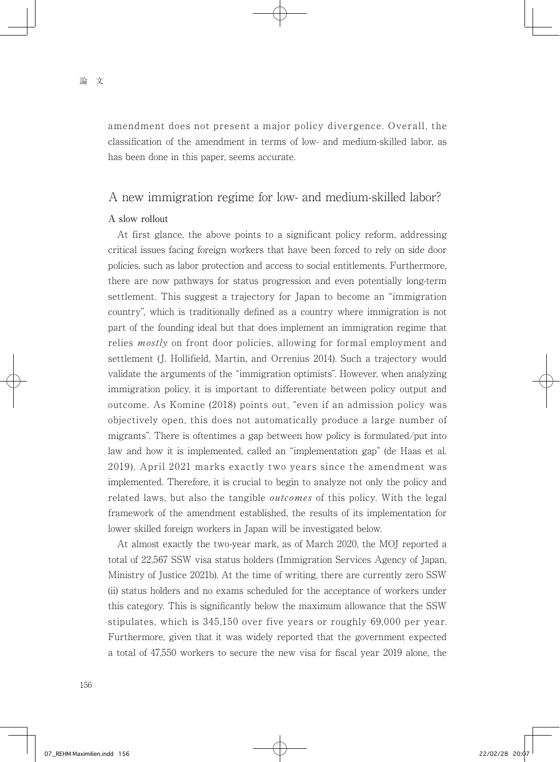amendment does not present a major policy divergence. Overall, the classification of the amendment in terms of low- and medium-skilled labor, as has been done in this paper, seems accurate.

## A new immigration regime for low- and medium-skilled labor?

### A slow rollout

At first glance, the above points to a significant policy reform, addressing critical issues facing foreign workers that have been forced to rely on side door policies, such as labor protection and access to social entitlements. Furthermore, there are now pathways for status progression and even potentially long-term settlement. This suggest a trajectory for Japan to become an "immigration country", which is traditionally defined as a country where immigration is not part of the founding ideal but that does implement an immigration regime that relies *mostly* on front door policies, allowing for formal employment and settlement (J. Hollifield, Martin, and Orrenius 2014). Such a trajectory would validate the arguments of the "immigration optimists". However, when analyzing immigration policy, it is important to differentiate between policy output and outcome. As Komine (2018) points out, "even if an admission policy was objectively open, this does not automatically produce a large number of migrants". There is oftentimes a gap between how policy is formulated/put into law and how it is implemented, called an "implementation gap" (de Haas et al. 2019). April 2021 marks exactly two years since the amendment was implemented. Therefore, it is crucial to begin to analyze not only the policy and related laws, but also the tangible *outcomes* of this policy. With the legal framework of the amendment established, the results of its implementation for lower skilled foreign workers in Japan will be investigated below.

At almost exactly the two-year mark, as of March 2020, the MOJ reported a total of 22,567 SSW visa status holders (Immigration Services Agency of Japan, Ministry of Justice 2021b). At the time of writing, there are currently zero SSW (ii) status holders and no exams scheduled for the acceptance of workers under this category. This is significantly below the maximum allowance that the SSW stipulates, which is 345,150 over five years or roughly 69,000 per year. Furthermore, given that it was widely reported that the government expected a total of 47,550 workers to secure the new visa for fiscal year 2019 alone, the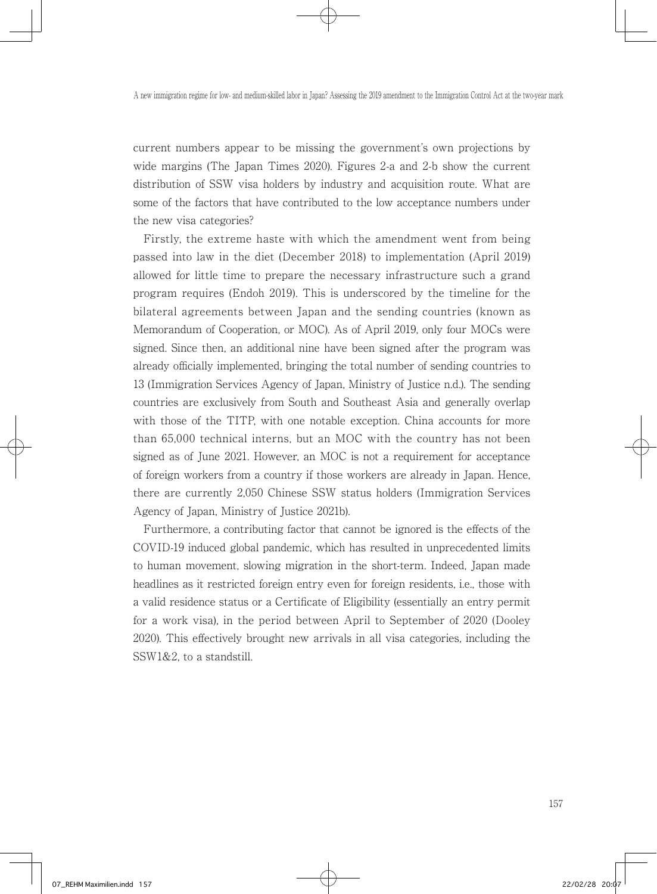current numbers appear to be missing the government's own projections by wide margins (The Japan Times 2020). Figures 2-a and 2-b show the current distribution of SSW visa holders by industry and acquisition route. What are some of the factors that have contributed to the low acceptance numbers under the new visa categories?

Firstly, the extreme haste with which the amendment went from being passed into law in the diet (December 2018) to implementation (April 2019) allowed for little time to prepare the necessary infrastructure such a grand program requires (Endoh 2019). This is underscored by the timeline for the bilateral agreements between Japan and the sending countries (known as Memorandum of Cooperation, or MOC). As of April 2019, only four MOCs were signed. Since then, an additional nine have been signed after the program was already officially implemented, bringing the total number of sending countries to 13 (Immigration Services Agency of Japan, Ministry of Justice n.d.). The sending countries are exclusively from South and Southeast Asia and generally overlap with those of the TITP, with one notable exception. China accounts for more than 65,000 technical interns, but an MOC with the country has not been signed as of June 2021. However, an MOC is not a requirement for acceptance of foreign workers from a country if those workers are already in Japan. Hence, there are currently 2,050 Chinese SSW status holders (Immigration Services Agency of Japan, Ministry of Justice 2021b).

Furthermore, a contributing factor that cannot be ignored is the effects of the COVID-19 induced global pandemic, which has resulted in unprecedented limits to human movement, slowing migration in the short-term. Indeed, Japan made headlines as it restricted foreign entry even for foreign residents, i.e., those with a valid residence status or a Certificate of Eligibility (essentially an entry permit for a work visa), in the period between April to September of 2020 (Dooley 2020). This effectively brought new arrivals in all visa categories, including the SSW1&2, to a standstill.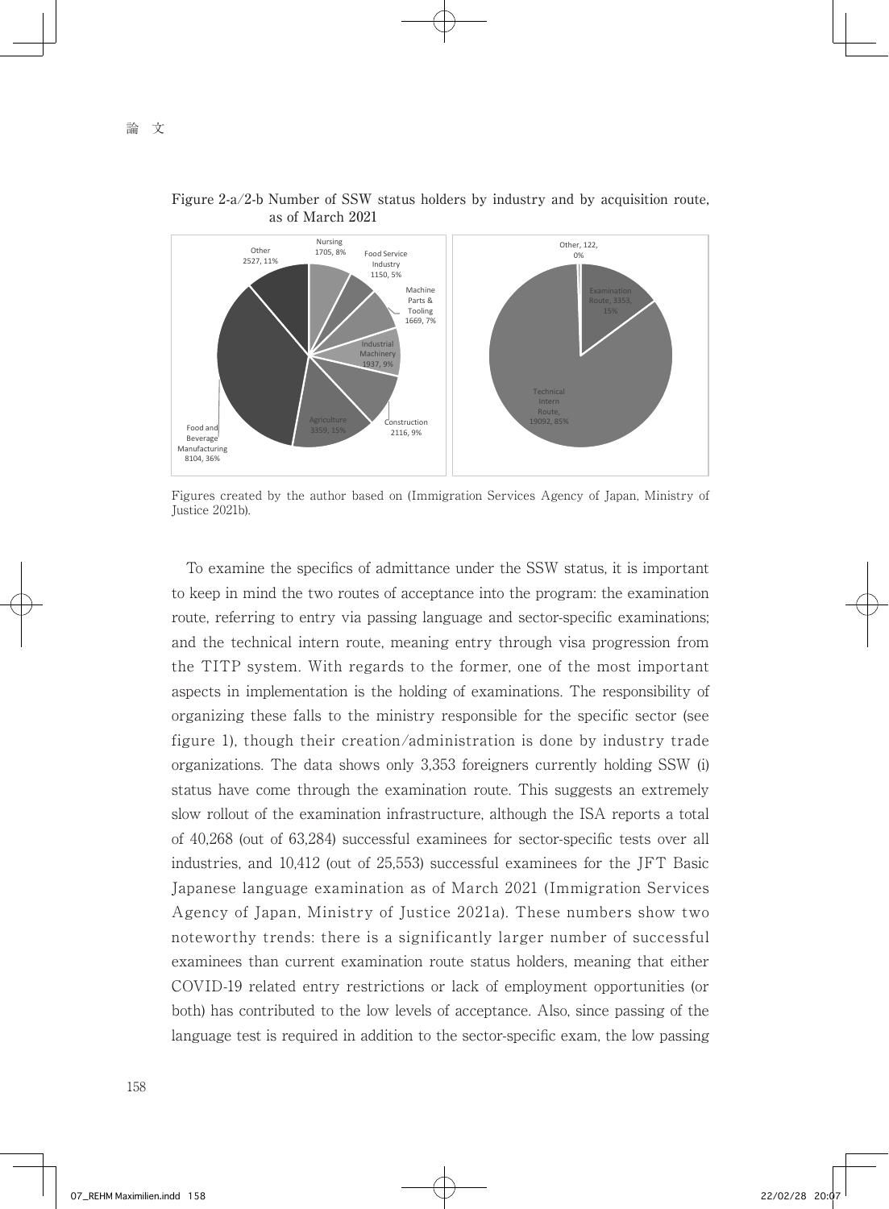Figure 2-a/2-b Number of SSW status holders by industry and by acquisition route, as of March 2021

Figures created by the author based on (Immigration Services Agency of Japan, Ministry of Justice 2021b).

To examine the specifics of admittance under the SSW status, it is important to keep in mind the two routes of acceptance into the program: the examination route, referring to entry via passing language and sector-specific examinations; and the technical intern route, meaning entry through visa progression from the TITP system. With regards to the former, one of the most important aspects in implementation is the holding of examinations. The responsibility of organizing these falls to the ministry responsible for the specific sector (see figure 1), though their creation/administration is done by industry trade organizations. The data shows only 3,353 foreigners currently holding SSW (i) status have come through the examination route. This suggests an extremely slow rollout of the examination infrastructure, although the ISA reports a total of 40,268 (out of 63,284) successful examinees for sector-specific tests over all industries, and 10,412 (out of 25,553) successful examinees for the JFT Basic Japanese language examination as of March 2021 (Immigration Services Agency of Japan, Ministry of Justice 2021a). These numbers show two noteworthy trends: there is a significantly larger number of successful examinees than current examination route status holders, meaning that either COVID-19 related entry restrictions or lack of employment opportunities (or both) has contributed to the low levels of acceptance. Also, since passing of the language test is required in addition to the sector-specific exam, the low passing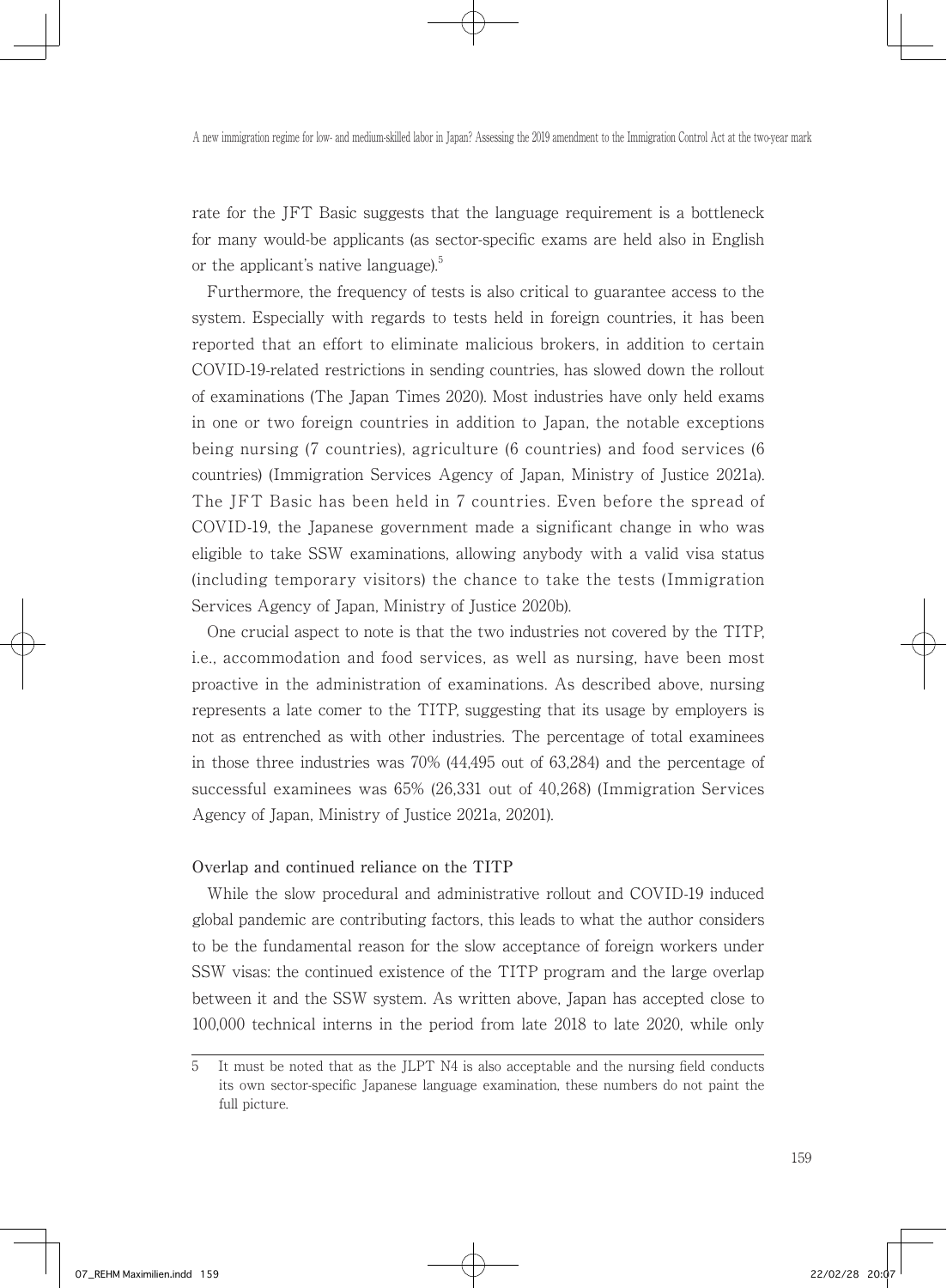rate for the JFT Basic suggests that the language requirement is a bottleneck for many would-be applicants (as sector-specific exams are held also in English or the applicant's native language).[5]

Furthermore, the frequency of tests is also critical to guarantee access to the system. Especially with regards to tests held in foreign countries, it has been reported that an effort to eliminate malicious brokers, in addition to certain COVID-19-related restrictions in sending countries, has slowed down the rollout of examinations (The Japan Times 2020). Most industries have only held exams in one or two foreign countries in addition to Japan, the notable exceptions being nursing (7 countries), agriculture (6 countries) and food services (6 countries) (Immigration Services Agency of Japan, Ministry of Justice 2021a). The JFT Basic has been held in 7 countries. Even before the spread of COVID-19, the Japanese government made a significant change in who was eligible to take SSW examinations, allowing anybody with a valid visa status (including temporary visitors) the chance to take the tests (Immigration Services Agency of Japan, Ministry of Justice 2020b).

One crucial aspect to note is that the two industries not covered by the TITP, i.e., accommodation and food services, as well as nursing, have been most proactive in the administration of examinations. As described above, nursing represents a late comer to the TITP, suggesting that its usage by employers is not as entrenched as with other industries. The percentage of total examinees in those three industries was 70% (44,495 out of 63,284) and the percentage of successful examinees was 65% (26,331 out of 40,268) (Immigration Services Agency of Japan, Ministry of Justice 2021a, 2020l).

### Overlap and continued reliance on the TITP

While the slow procedural and administrative rollout and COVID-19 induced global pandemic are contributing factors, this leads to what the author considers to be the fundamental reason for the slow acceptance of foreign workers under SSW visas: the continued existence of the TITP program and the large overlap between it and the SSW system. As written above, Japan has accepted close to 100,000 technical interns in the period from late 2018 to late 2020, while only

---

5 It must be noted that as the JLPT N4 is also acceptable and the nursing field conducts its own sector-specific Japanese language examination, these numbers do not paint the full picture.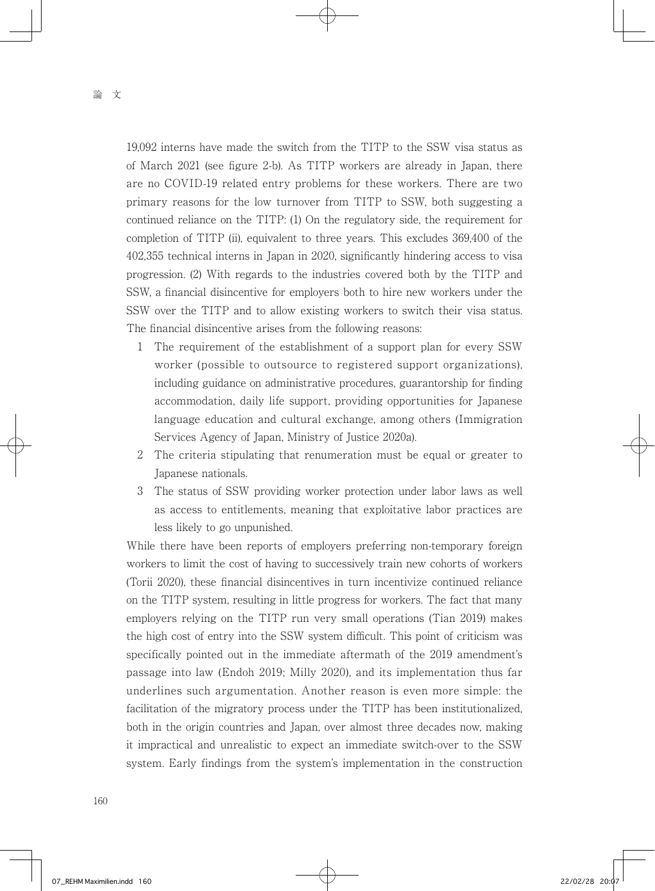19,092 interns have made the switch from the TITP to the SSW visa status as of March 2021 (see figure 2-b). As TITP workers are already in Japan, there are no COVID-19 related entry problems for these workers. There are two primary reasons for the low turnover from TITP to SSW, both suggesting a continued reliance on the TITP: (1) On the regulatory side, the requirement for completion of TITP (ii), equivalent to three years. This excludes 369,400 of the 402,355 technical interns in Japan in 2020, significantly hindering access to visa progression. (2) With regards to the industries covered both by the TITP and SSW, a financial disincentive for employers both to hire new workers under the SSW over the TITP and to allow existing workers to switch their visa status. The financial disincentive arises from the following reasons:

1. The requirement of the establishment of a support plan for every SSW worker (possible to outsource to registered support organizations), including guidance on administrative procedures, guarantorship for finding accommodation, daily life support, providing opportunities for Japanese language education and cultural exchange, among others (Immigration Services Agency of Japan, Ministry of Justice 2020a).
2. The criteria stipulating that renumeration must be equal or greater to Japanese nationals.
3. The status of SSW providing worker protection under labor laws as well as access to entitlements, meaning that exploitative labor practices are less likely to go unpunished.

While there have been reports of employers preferring non-temporary foreign workers to limit the cost of having to successively train new cohorts of workers (Torii 2020), these financial disincentives in turn incentivize continued reliance on the TITP system, resulting in little progress for workers. The fact that many employers relying on the TITP run very small operations (Tian 2019) makes the high cost of entry into the SSW system difficult. This point of criticism was specifically pointed out in the immediate aftermath of the 2019 amendment's passage into law (Endoh 2019; Milly 2020), and its implementation thus far underlines such argumentation. Another reason is even more simple: the facilitation of the migratory process under the TITP has been institutionalized, both in the origin countries and Japan, over almost three decades now, making it impractical and unrealistic to expect an immediate switch-over to the SSW system. Early findings from the system's implementation in the construction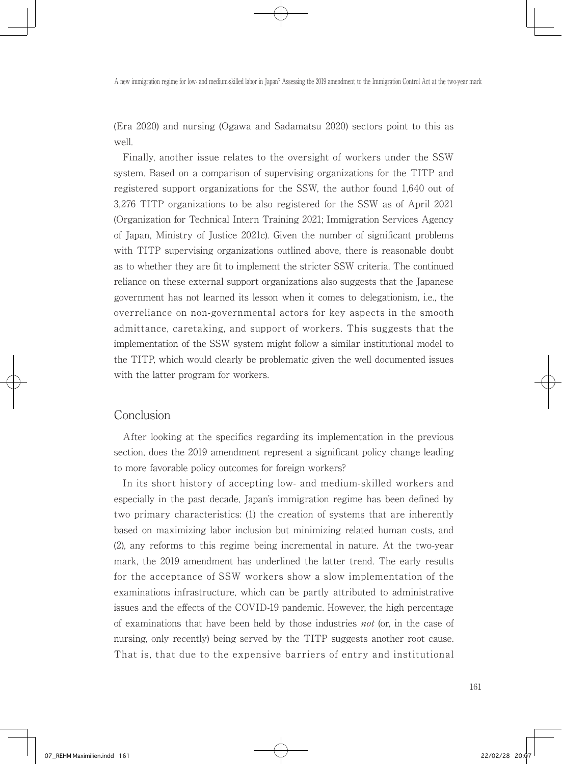(Era 2020) and nursing (Ogawa and Sadamatsu 2020) sectors point to this as well.

Finally, another issue relates to the oversight of workers under the SSW system. Based on a comparison of supervising organizations for the TITP and registered support organizations for the SSW, the author found 1,640 out of 3,276 TITP organizations to be also registered for the SSW as of April 2021 (Organization for Technical Intern Training 2021; Immigration Services Agency of Japan, Ministry of Justice 2021c). Given the number of significant problems with TITP supervising organizations outlined above, there is reasonable doubt as to whether they are fit to implement the stricter SSW criteria. The continued reliance on these external support organizations also suggests that the Japanese government has not learned its lesson when it comes to delegationism, i.e., the overreliance on non-governmental actors for key aspects in the smooth admittance, caretaking, and support of workers. This suggests that the implementation of the SSW system might follow a similar institutional model to the TITP, which would clearly be problematic given the well documented issues with the latter program for workers.

## Conclusion

After looking at the specifics regarding its implementation in the previous section, does the 2019 amendment represent a significant policy change leading to more favorable policy outcomes for foreign workers?

In its short history of accepting low- and medium-skilled workers and especially in the past decade, Japan's immigration regime has been defined by two primary characteristics: (1) the creation of systems that are inherently based on maximizing labor inclusion but minimizing related human costs, and (2), any reforms to this regime being incremental in nature. At the two-year mark, the 2019 amendment has underlined the latter trend. The early results for the acceptance of SSW workers show a slow implementation of the examinations infrastructure, which can be partly attributed to administrative issues and the effects of the COVID-19 pandemic. However, the high percentage of examinations that have been held by those industries *not* (or, in the case of nursing, only recently) being served by the TITP suggests another root cause. That is, that due to the expensive barriers of entry and institutional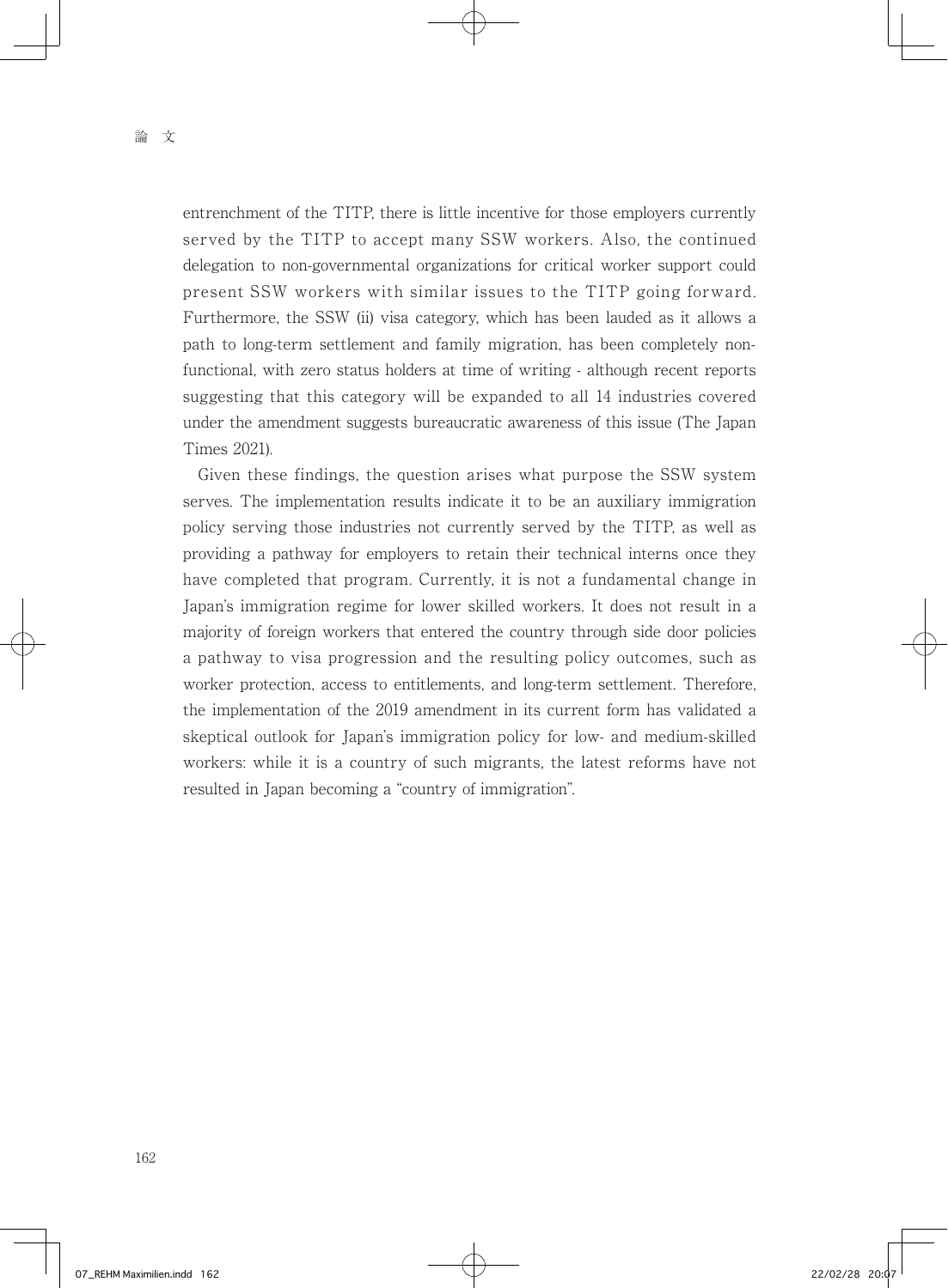entrenchment of the TITP, there is little incentive for those employers currently served by the TITP to accept many SSW workers. Also, the continued delegation to non-governmental organizations for critical worker support could present SSW workers with similar issues to the TITP going forward. Furthermore, the SSW (ii) visa category, which has been lauded as it allows a path to long-term settlement and family migration, has been completely non-functional, with zero status holders at time of writing - although recent reports suggesting that this category will be expanded to all 14 industries covered under the amendment suggests bureaucratic awareness of this issue (The Japan Times 2021).

Given these findings, the question arises what purpose the SSW system serves. The implementation results indicate it to be an auxiliary immigration policy serving those industries not currently served by the TITP, as well as providing a pathway for employers to retain their technical interns once they have completed that program. Currently, it is not a fundamental change in Japan's immigration regime for lower skilled workers. It does not result in a majority of foreign workers that entered the country through side door policies a pathway to visa progression and the resulting policy outcomes, such as worker protection, access to entitlements, and long-term settlement. Therefore, the implementation of the 2019 amendment in its current form has validated a skeptical outlook for Japan's immigration policy for low- and medium-skilled workers: while it is a country of such migrants, the latest reforms have not resulted in Japan becoming a "country of immigration".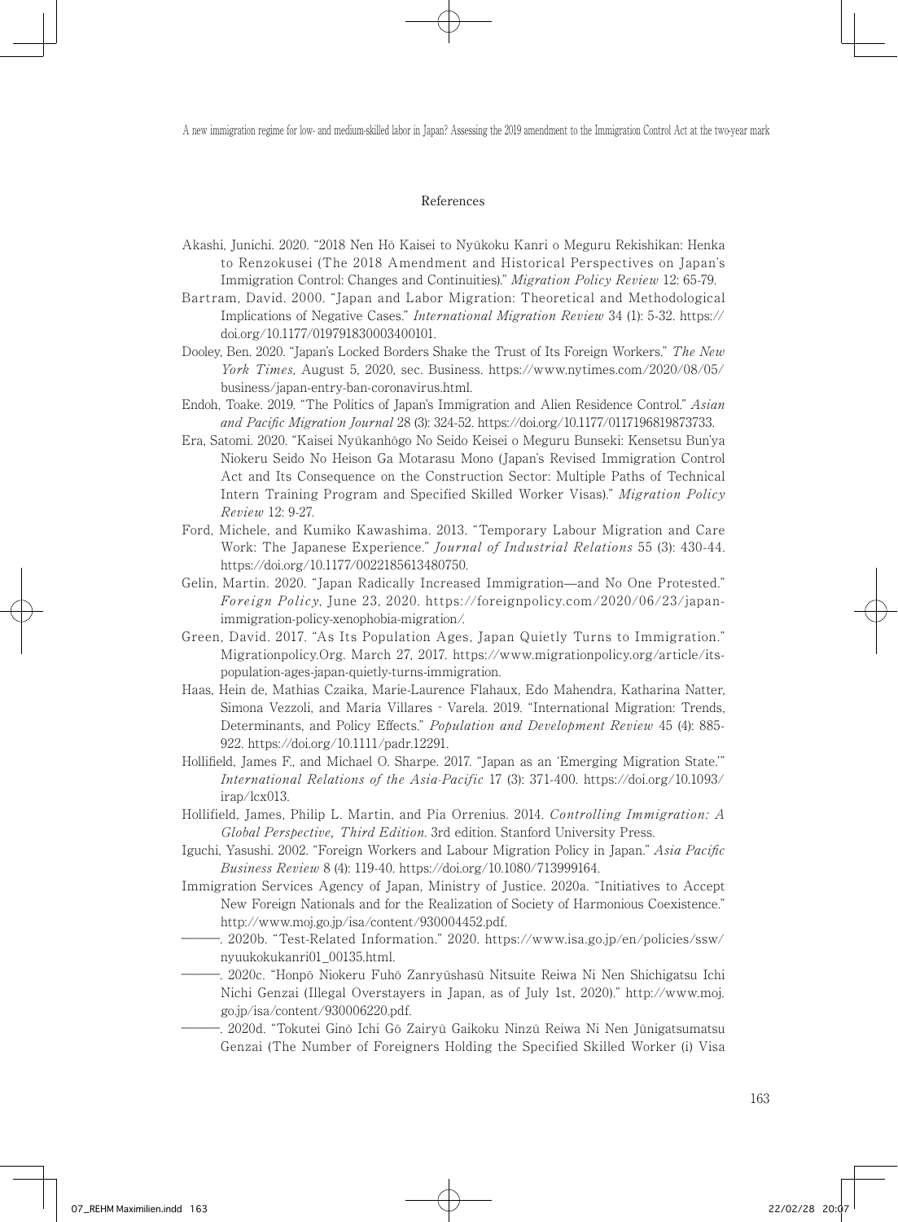## References

Akashi, Junichi. 2020. "2018 Nen Hō Kaisei to Nyūkoku Kanri o Meguru Rekishikan: Henka to Renzokusei (The 2018 Amendment and Historical Perspectives on Japan's Immigration Control: Changes and Continuities)." *Migration Policy Review* 12: 65-79.

Bartram, David. 2000. "Japan and Labor Migration: Theoretical and Methodological Implications of Negative Cases." *International Migration Review* 34 (1): 5-32. https://doi.org/10.1177/019791830003400101.

Dooley, Ben. 2020. "Japan's Locked Borders Shake the Trust of Its Foreign Workers." *The New York Times*, August 5, 2020, sec. Business. https://www.nytimes.com/2020/08/05/business/japan-entry-ban-coronavirus.html.

Endoh, Toake. 2019. "The Politics of Japan's Immigration and Alien Residence Control." *Asian and Pacific Migration Journal* 28 (3): 324-52. https://doi.org/10.1177/0117196819873733.

Era, Satomi. 2020. "Kaisei Nyūkanhōgo No Seido Keisei o Meguru Bunseki: Kensetsu Bun'ya Niokeru Seido No Heison Ga Motarasu Mono (Japan's Revised Immigration Control Act and Its Consequence on the Construction Sector: Multiple Paths of Technical Intern Training Program and Specified Skilled Worker Visas)." *Migration Policy Review* 12: 9-27.

Ford, Michele, and Kumiko Kawashima. 2013. "Temporary Labour Migration and Care Work: The Japanese Experience." *Journal of Industrial Relations* 55 (3): 430-44. https://doi.org/10.1177/0022185613480750.

Gelin, Martin. 2020. "Japan Radically Increased Immigration—and No One Protested." *Foreign Policy*, June 23, 2020. https://foreignpolicy.com/2020/06/23/japan-immigration-policy-xenophobia-migration/.

Green, David. 2017. "As Its Population Ages, Japan Quietly Turns to Immigration." Migrationpolicy.Org. March 27, 2017. https://www.migrationpolicy.org/article/its-population-ages-japan-quietly-turns-immigration.

Haas, Hein de, Mathias Czaika, Marie-Laurence Flahaux, Edo Mahendra, Katharina Natter, Simona Vezzoli, and María Villares‐Varela. 2019. "International Migration: Trends, Determinants, and Policy Effects." *Population and Development Review* 45 (4): 885-922. https://doi.org/10.1111/padr.12291.

Hollifield, James F., and Michael O. Sharpe. 2017. "Japan as an 'Emerging Migration State.'" *International Relations of the Asia-Pacific* 17 (3): 371-400. https://doi.org/10.1093/irap/lcx013.

Hollifield, James, Philip L. Martin, and Pia Orrenius. 2014. *Controlling Immigration: A Global Perspective, Third Edition*. 3rd edition. Stanford University Press.

Iguchi, Yasushi. 2002. "Foreign Workers and Labour Migration Policy in Japan." *Asia Pacific Business Review* 8 (4): 119-40. https://doi.org/10.1080/713999164.

Immigration Services Agency of Japan, Ministry of Justice. 2020a. "Initiatives to Accept New Foreign Nationals and for the Realization of Society of Harmonious Coexistence." http://www.moj.go.jp/isa/content/930004452.pdf.

———. 2020b. "Test-Related Information." 2020. https://www.isa.go.jp/en/policies/ssw/nyuukokukanri01_00135.html.

———. 2020c. "Honpō Niokeru Fuhō Zanryūshasū Nitsuite Reiwa Ni Nen Shichigatsu Ichi Nichi Genzai (Illegal Overstayers in Japan, as of July 1st, 2020)." http://www.moj.go.jp/isa/content/930006220.pdf.

———. 2020d. "Tokutei Ginō Ichi Gō Zairyū Gaikoku Ninzū Reiwa Ni Nen Jūnigatsumatsu Genzai (The Number of Foreigners Holding the Specified Skilled Worker (i) Visa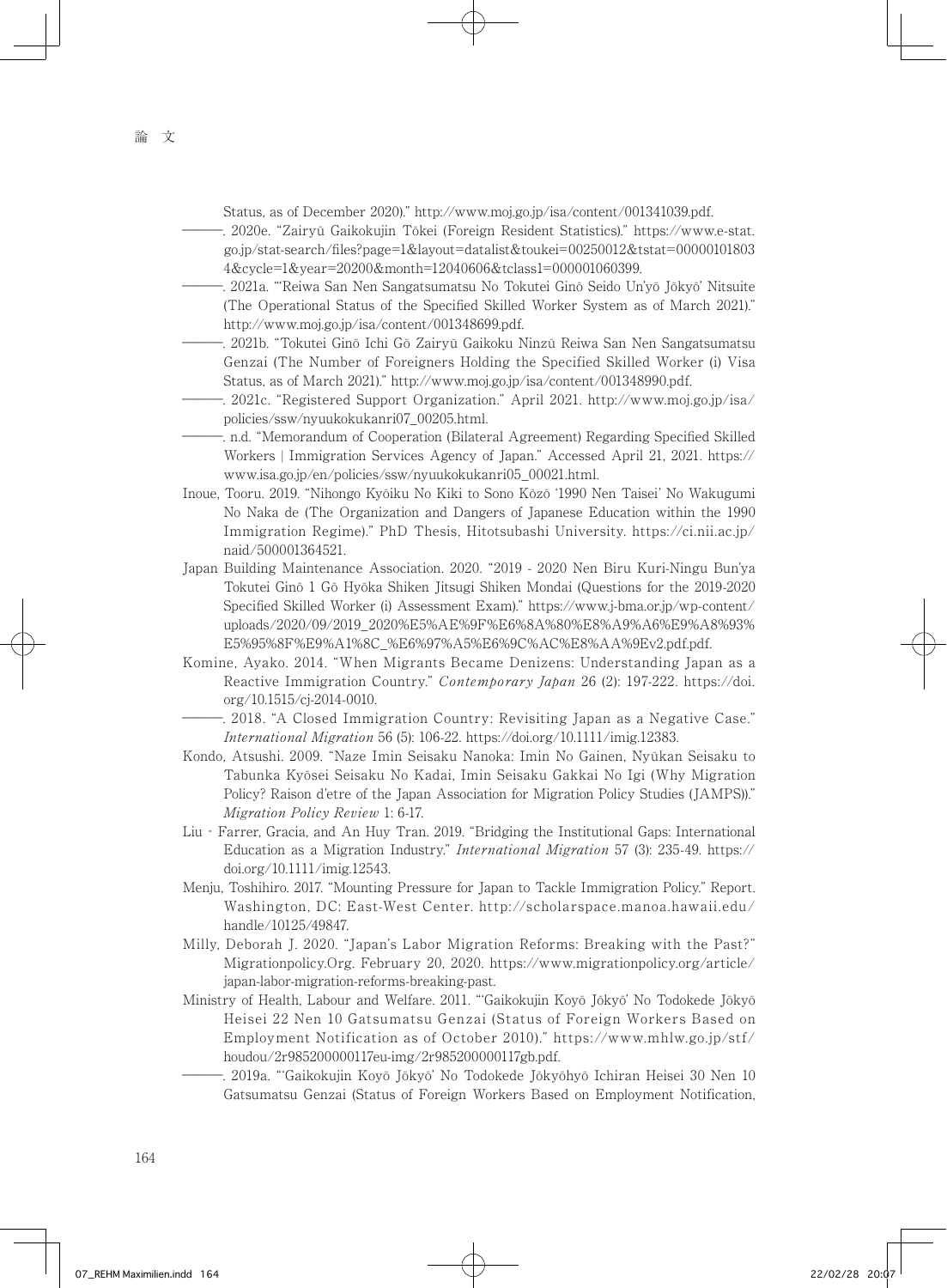Status, as of December 2020)." http://www.moj.go.jp/isa/content/001341039.pdf.

———. 2020e. "Zairyū Gaikokujin Tōkei (Foreign Resident Statistics)." https://www.e-stat.go.jp/stat-search/files?page=1&layout=datalist&toukei=00250012&tstat=000001018034&cycle=1&year=20200&month=12040606&tclass1=000001060399.

———. 2021a. "'Reiwa San Nen Sangatsumatsu No Tokutei Ginō Seido Un'yō Jōkyō' Nitsuite (The Operational Status of the Specified Skilled Worker System as of March 2021)." http://www.moj.go.jp/isa/content/001348699.pdf.

———. 2021b. "Tokutei Ginō Ichi Gō Zairyū Gaikoku Ninzū Reiwa San Nen Sangatsumatsu Genzai (The Number of Foreigners Holding the Specified Skilled Worker (i) Visa Status, as of March 2021)." http://www.moj.go.jp/isa/content/001348990.pdf.

———. 2021c. "Registered Support Organization." April 2021. http://www.moj.go.jp/isa/policies/ssw/nyuukokukanri07_00205.html.

———. n.d. "Memorandum of Cooperation (Bilateral Agreement) Regarding Specified Skilled Workers | Immigration Services Agency of Japan." Accessed April 21, 2021. https://www.isa.go.jp/en/policies/ssw/nyuukokukanri05_00021.html.

Inoue, Tooru. 2019. "Nihongo Kyōiku No Kiki to Sono Kōzō '1990 Nen Taisei' No Wakugumi No Naka de (The Organization and Dangers of Japanese Education within the 1990 Immigration Regime)." PhD Thesis, Hitotsubashi University. https://ci.nii.ac.jp/naid/500001364521.

Japan Building Maintenance Association. 2020. "2019 - 2020 Nen Biru Kuri-Ningu Bun'ya Tokutei Ginō 1 Gō Hyōka Shiken Jitsugi Shiken Mondai (Questions for the 2019-2020 Specified Skilled Worker (i) Assessment Exam)." https://www.j-bma.or.jp/wp-content/uploads/2020/09/2019_2020%E5%AE%9F%E6%8A%80%E8%A9%A6%E9%A8%93%E5%95%8F%E9%A1%8C_%E6%97%A5%E6%9C%AC%E8%AA%9Ev2.pdf.pdf.

Komine, Ayako. 2014. "When Migrants Became Denizens: Understanding Japan as a Reactive Immigration Country." *Contemporary Japan* 26 (2): 197-222. https://doi.org/10.1515/cj-2014-0010.

———. 2018. "A Closed Immigration Country: Revisiting Japan as a Negative Case." *International Migration* 56 (5): 106-22. https://doi.org/10.1111/imig.12383.

Kondo, Atsushi. 2009. "Naze Imin Seisaku Nanoka: Imin No Gainen, Nyūkan Seisaku to Tabunka Kyōsei Seisaku No Kadai, Imin Seisaku Gakkai No Igi (Why Migration Policy? Raison d'etre of the Japan Association for Migration Policy Studies (JAMPS))." *Migration Policy Review* 1: 6-17.

Liu - Farrer, Gracia, and An Huy Tran. 2019. "Bridging the Institutional Gaps: International Education as a Migration Industry." *International Migration* 57 (3): 235-49. https://doi.org/10.1111/imig.12543.

Menju, Toshihiro. 2017. "Mounting Pressure for Japan to Tackle Immigration Policy." Report. Washington, DC: East-West Center. http://scholarspace.manoa.hawaii.edu/handle/10125/49847.

Milly, Deborah J. 2020. "Japan's Labor Migration Reforms: Breaking with the Past?" Migrationpolicy.Org. February 20, 2020. https://www.migrationpolicy.org/article/japan-labor-migration-reforms-breaking-past.

Ministry of Health, Labour and Welfare. 2011. "'Gaikokujin Koyō Jōkyō' No Todokede Jōkyō Heisei 22 Nen 10 Gatsumatsu Genzai (Status of Foreign Workers Based on Employment Notification as of October 2010)." https://www.mhlw.go.jp/stf/houdou/2r985200000117eu-img/2r985200000117gb.pdf.

———. 2019a. "'Gaikokujin Koyō Jōkyō' No Todokede Jōkyōhyō Ichiran Heisei 30 Nen 10 Gatsumatsu Genzai (Status of Foreign Workers Based on Employment Notification,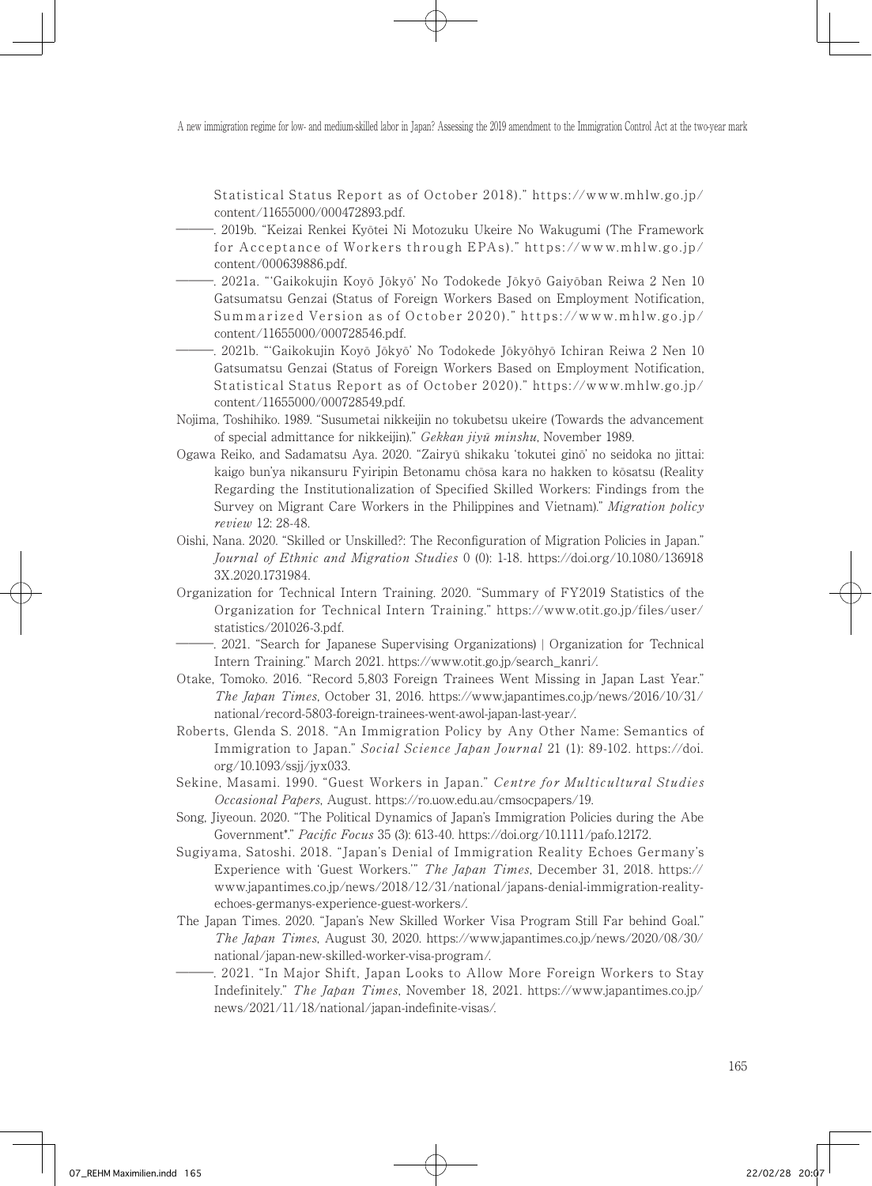Statistical Status Report as of October 2018)." https://www.mhlw.go.jp/content/11655000/000472893.pdf.

———. 2019b. "Keizai Renkei Kyōtei Ni Motozuku Ukeire No Wakugumi (The Framework for Acceptance of Workers through EPAs)." https://www.mhlw.go.jp/content/000639886.pdf.

———. 2021a. "'Gaikokujin Koyō Jōkyō' No Todokede Jōkyō Gaiyōban Reiwa 2 Nen 10 Gatsumatsu Genzai (Status of Foreign Workers Based on Employment Notification, Summarized Version as of October 2020)." https://www.mhlw.go.jp/content/11655000/000728546.pdf.

———. 2021b. "'Gaikokujin Koyō Jōkyō' No Todokede Jōkyōhyō Ichiran Reiwa 2 Nen 10 Gatsumatsu Genzai (Status of Foreign Workers Based on Employment Notification, Statistical Status Report as of October 2020)." https://www.mhlw.go.jp/content/11655000/000728549.pdf.

Nojima, Toshihiko. 1989. "Susumetai nikkeijin no tokubetsu ukeire (Towards the advancement of special admittance for nikkeijin)." *Gekkan jiyū minshu*, November 1989.

Ogawa Reiko, and Sadamatsu Aya. 2020. "Zairyū shikaku 'tokutei ginō' no seidoka no jittai: kaigo bun'ya nikansuru Fyiripin Betonamu chōsa kara no hakken to kōsatsu (Reality Regarding the Institutionalization of Specified Skilled Workers: Findings from the Survey on Migrant Care Workers in the Philippines and Vietnam)." *Migration policy review* 12: 28-48.

Oishi, Nana. 2020. "Skilled or Unskilled?: The Reconfiguration of Migration Policies in Japan." *Journal of Ethnic and Migration Studies* 0 (0): 1-18. https://doi.org/10.1080/1369183X.2020.1731984.

Organization for Technical Intern Training. 2020. "Summary of FY2019 Statistics of the Organization for Technical Intern Training." https://www.otit.go.jp/files/user/statistics/201026-3.pdf.

———. 2021. "Search for Japanese Supervising Organizations) | Organization for Technical Intern Training." March 2021. https://www.otit.go.jp/search_kanri/.

Otake, Tomoko. 2016. "Record 5,803 Foreign Trainees Went Missing in Japan Last Year." *The Japan Times*, October 31, 2016. https://www.japantimes.co.jp/news/2016/10/31/national/record-5803-foreign-trainees-went-awol-japan-last-year/.

Roberts, Glenda S. 2018. "An Immigration Policy by Any Other Name: Semantics of Immigration to Japan." *Social Science Japan Journal* 21 (1): 89-102. https://doi.org/10.1093/ssjj/jyx033.

Sekine, Masami. 1990. "Guest Workers in Japan." *Centre for Multicultural Studies Occasional Papers*, August. https://ro.uow.edu.au/cmsocpapers/19.

Song, Jiyeoun. 2020. "The Political Dynamics of Japan's Immigration Policies during the Abe Government*." *Pacific Focus* 35 (3): 613-40. https://doi.org/10.1111/pafo.12172.

Sugiyama, Satoshi. 2018. "Japan's Denial of Immigration Reality Echoes Germany's Experience with 'Guest Workers.'" *The Japan Times*, December 31, 2018. https://www.japantimes.co.jp/news/2018/12/31/national/japans-denial-immigration-reality-echoes-germanys-experience-guest-workers/.

The Japan Times. 2020. "Japan's New Skilled Worker Visa Program Still Far behind Goal." *The Japan Times*, August 30, 2020. https://www.japantimes.co.jp/news/2020/08/30/national/japan-new-skilled-worker-visa-program/.

———. 2021. "In Major Shift, Japan Looks to Allow More Foreign Workers to Stay Indefinitely." *The Japan Times*, November 18, 2021. https://www.japantimes.co.jp/news/2021/11/18/national/japan-indefinite-visas/.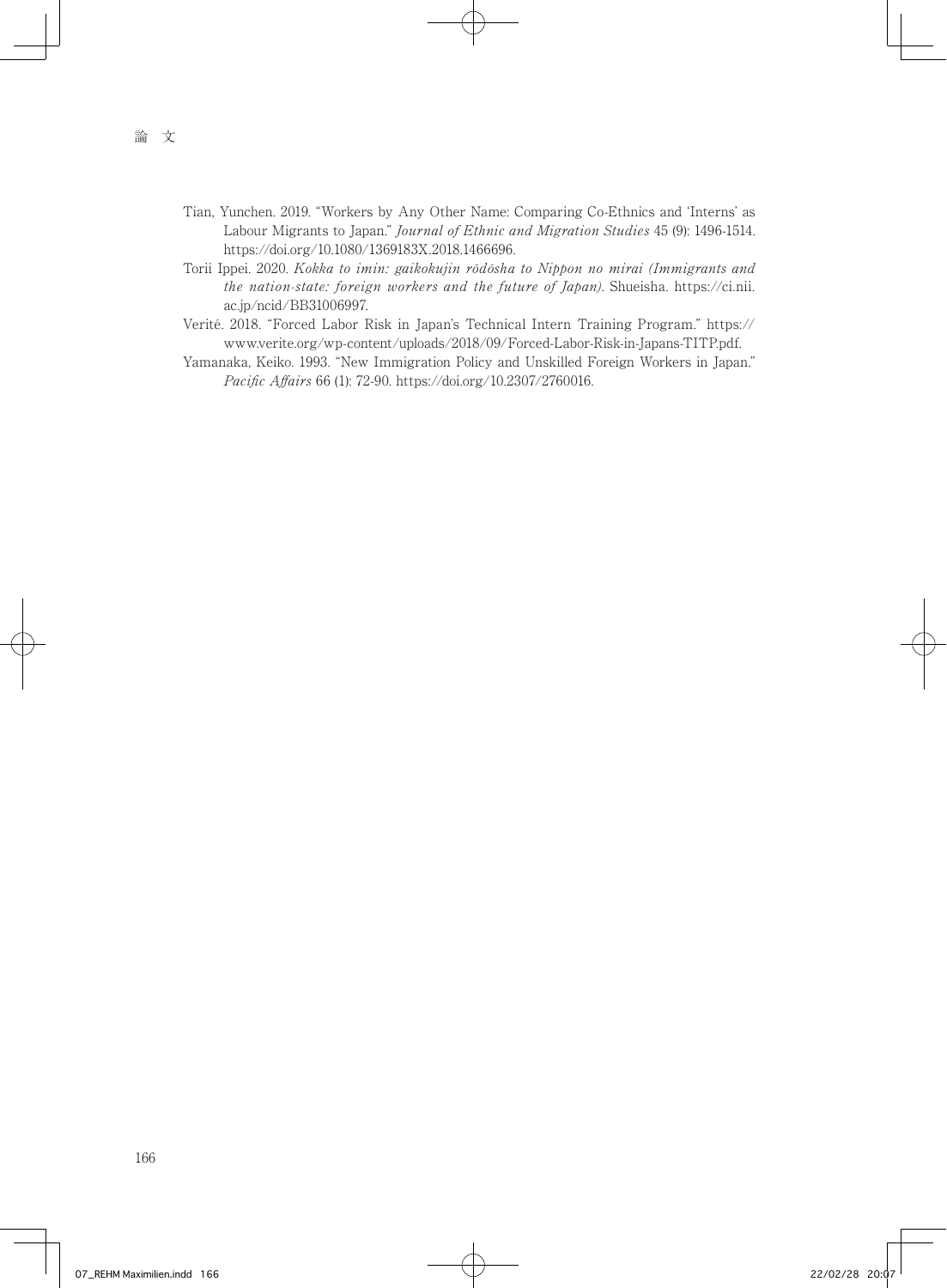Tian, Yunchen. 2019. "Workers by Any Other Name: Comparing Co-Ethnics and 'Interns' as Labour Migrants to Japan." *Journal of Ethnic and Migration Studies* 45 (9): 1496-1514. https://doi.org/10.1080/1369183X.2018.1466696.

Torii Ippei. 2020. *Kokka to imin: gaikokujin rōdōsha to Nippon no mirai (Immigrants and the nation-state: foreign workers and the future of Japan)*. Shueisha. https://ci.nii.ac.jp/ncid/BB31006997.

Verité. 2018. "Forced Labor Risk in Japan's Technical Intern Training Program." https://www.verite.org/wp-content/uploads/2018/09/Forced-Labor-Risk-in-Japans-TITP.pdf.

Yamanaka, Keiko. 1993. "New Immigration Policy and Unskilled Foreign Workers in Japan." *Pacific Affairs* 66 (1): 72-90. https://doi.org/10.2307/2760016.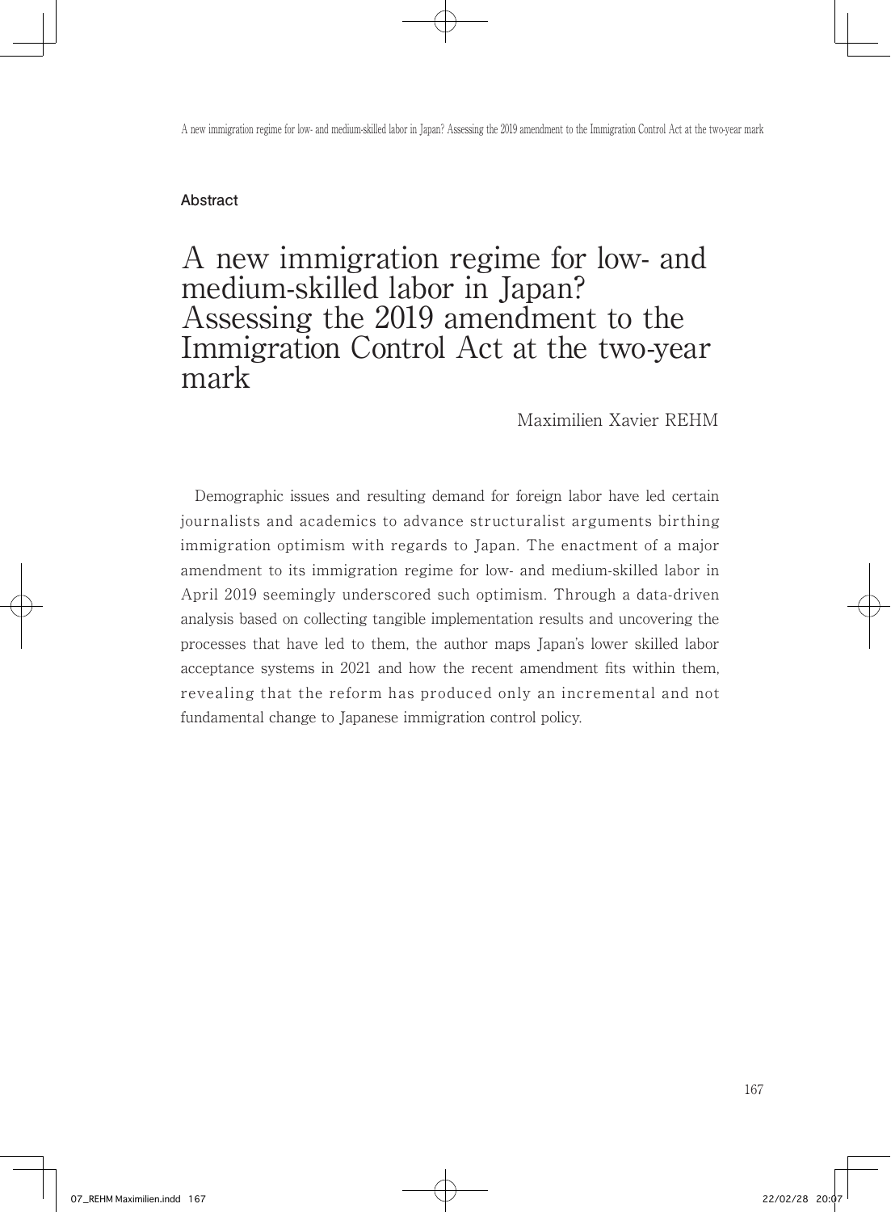**Abstract**

# A new immigration regime for low- and medium-skilled labor in Japan? Assessing the 2019 amendment to the Immigration Control Act at the two-year mark

Maximilien Xavier REHM

Demographic issues and resulting demand for foreign labor have led certain journalists and academics to advance structuralist arguments birthing immigration optimism with regards to Japan. The enactment of a major amendment to its immigration regime for low- and medium-skilled labor in April 2019 seemingly underscored such optimism. Through a data-driven analysis based on collecting tangible implementation results and uncovering the processes that have led to them, the author maps Japan's lower skilled labor acceptance systems in 2021 and how the recent amendment fits within them, revealing that the reform has produced only an incremental and not fundamental change to Japanese immigration control policy.